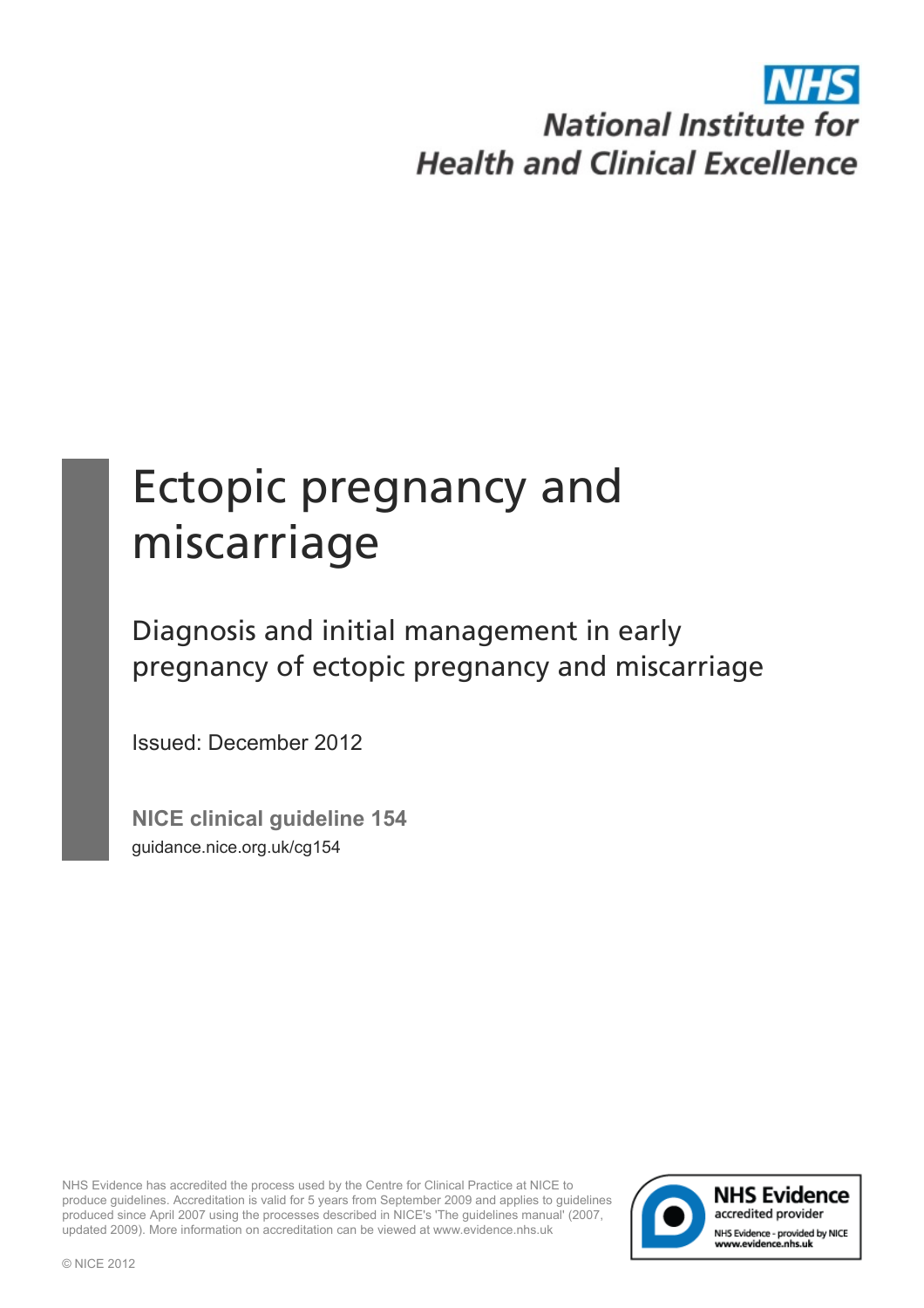NHS

National Institute for Health and Clinical Excellence

# Ectopic pregnancy and miscarriage

## Diagnosis and initial management in early pregnancy of ectopic pregnancy and miscarriage

Issued: December 2012

**NICE clinical guideline 154**

guidance.nice.org.uk/cg154

NHS Evidence has accredited the process used by the Centre for Clinical Practice at NICE to produce guidelines. Accreditation is valid for 5 years from September 2009 and applies to guidelines produced since April 2007 using the processes described in NICE's 'The guidelines manual' (2007, updated 2009). More information on accreditation can be viewed at www.evidence.nhs.uk

NHS Evidence accredited provider

NHS Evidence - provided by NICE www.evidence.nhs.uk

© NICE 2012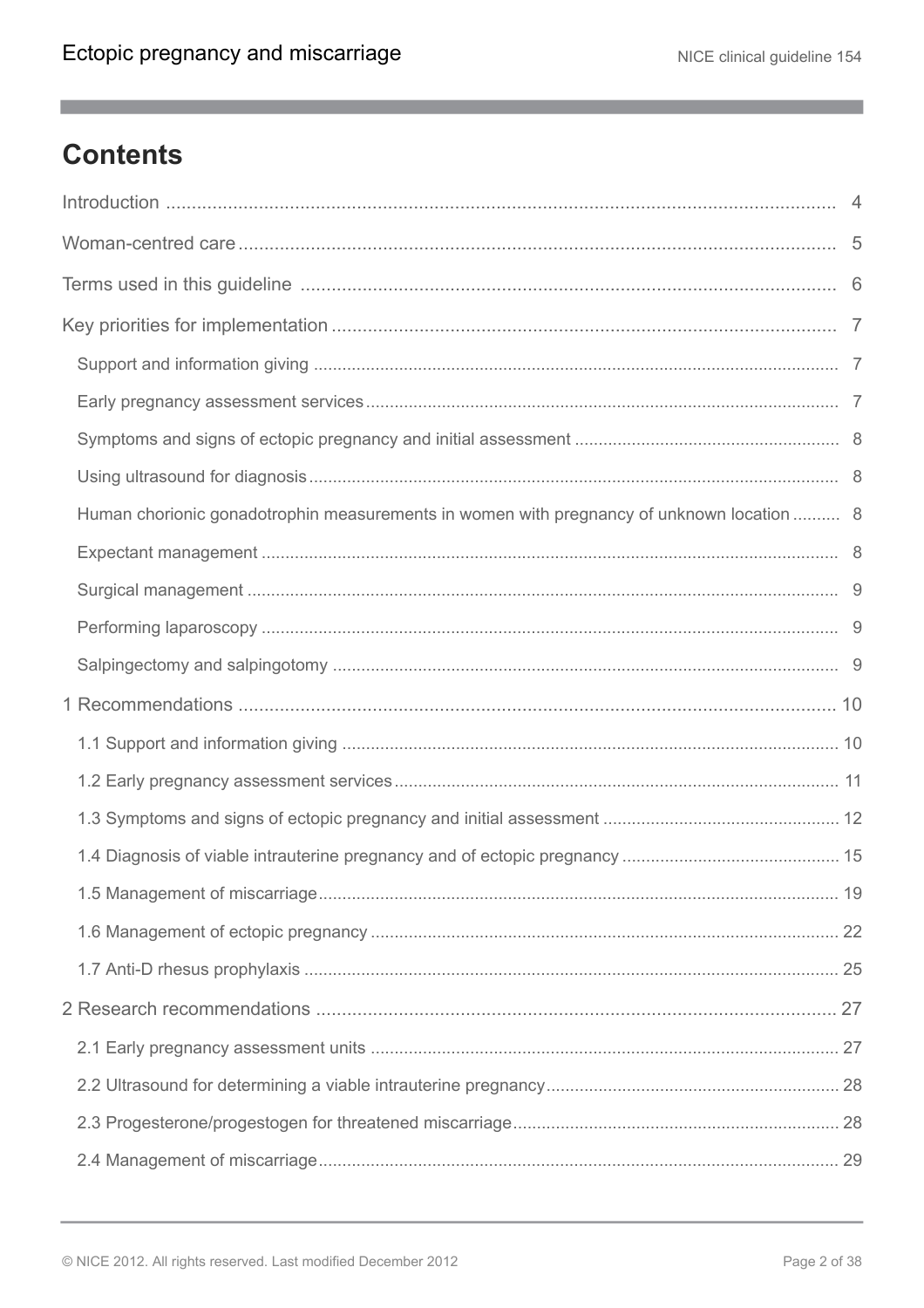# Contents

Introduction .................................................................................................................................. 4

Woman-centred care .................................................................................................................... 5

Terms used in this guideline ........................................................................................................ 6

Key priorities for implementation .................................................................................................. 7

- Support and information giving ................................................................................................ 7
- Early pregnancy assessment services ...................................................................................... 7
- Symptoms and signs of ectopic pregnancy and initial assessment .......................................... 8
- Using ultrasound for diagnosis .................................................................................................. 8
- Human chorionic gonadotrophin measurements in women with pregnancy of unknown location .......... 8
- Expectant management ............................................................................................................ 8
- Surgical management ............................................................................................................... 9
- Performing laparoscopy ............................................................................................................ 9
- Salpingectomy and salpingotomy ............................................................................................. 9

1 Recommendations .................................................................................................................... 10

- 1.1 Support and information giving ........................................................................................... 10
- 1.2 Early pregnancy assessment services ................................................................................ 11
- 1.3 Symptoms and signs of ectopic pregnancy and initial assessment ..................................... 12
- 1.4 Diagnosis of viable intrauterine pregnancy and of ectopic pregnancy ................................. 15
- 1.5 Management of miscarriage ................................................................................................. 19
- 1.6 Management of ectopic pregnancy ...................................................................................... 22
- 1.7 Anti-D rhesus prophylaxis .................................................................................................... 25

2 Research recommendations ...................................................................................................... 27

- 2.1 Early pregnancy assessment units ...................................................................................... 27
- 2.2 Ultrasound for determining a viable intrauterine pregnancy ................................................ 28
- 2.3 Progesterone/progestogen for threatened miscarriage ........................................................ 28
- 2.4 Management of miscarriage ................................................................................................. 29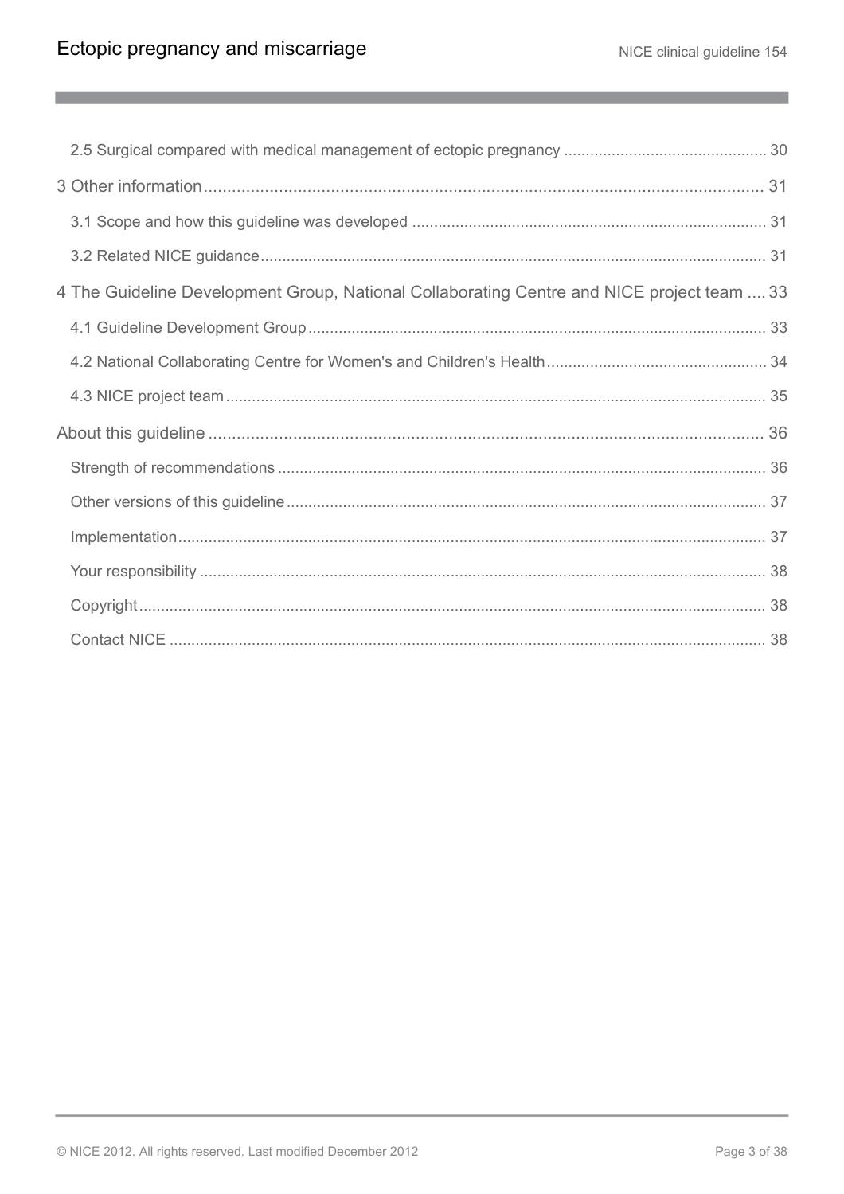- 2.5 Surgical compared with medical management of ectopic pregnancy ............................................... 30

3 Other information ........................................................................................................................ 31

- 3.1 Scope and how this guideline was developed ................................................................................ 31
- 3.2 Related NICE guidance .................................................................................................................. 31

4 The Guideline Development Group, National Collaborating Centre and NICE project team .... 33

- 4.1 Guideline Development Group ........................................................................................................ 33
- 4.2 National Collaborating Centre for Women's and Children's Health .................................................. 34
- 4.3 NICE project team ........................................................................................................................... 35

About this guideline ....................................................................................................................... 36

- Strength of recommendations ............................................................................................................. 36
- Other versions of this guideline ........................................................................................................... 37
- Implementation ..................................................................................................................................... 37
- Your responsibility ................................................................................................................................ 38
- Copyright .............................................................................................................................................. 38
- Contact NICE ....................................................................................................................................... 38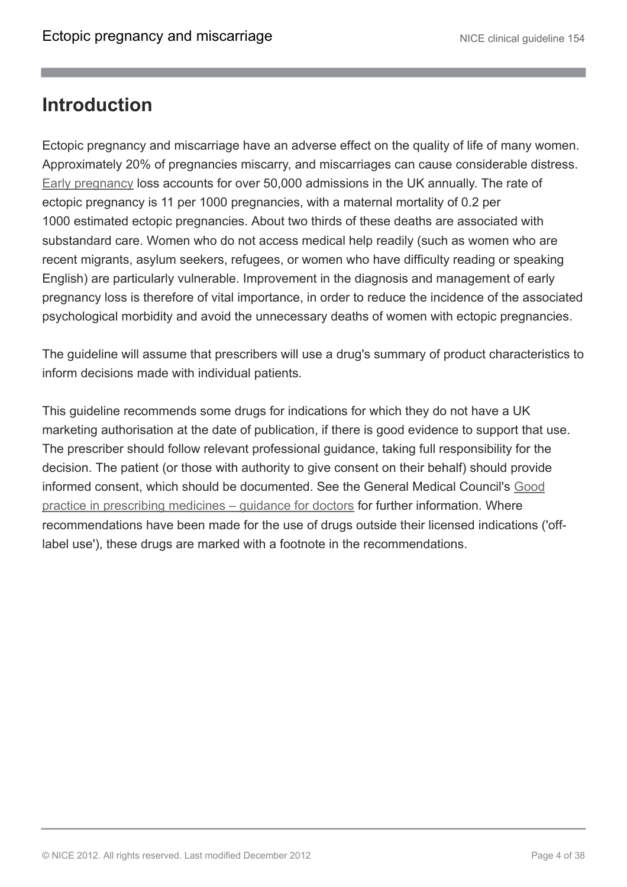# Introduction

Ectopic pregnancy and miscarriage have an adverse effect on the quality of life of many women. Approximately 20% of pregnancies miscarry, and miscarriages can cause considerable distress. Early pregnancy loss accounts for over 50,000 admissions in the UK annually. The rate of ectopic pregnancy is 11 per 1000 pregnancies, with a maternal mortality of 0.2 per 1000 estimated ectopic pregnancies. About two thirds of these deaths are associated with substandard care. Women who do not access medical help readily (such as women who are recent migrants, asylum seekers, refugees, or women who have difficulty reading or speaking English) are particularly vulnerable. Improvement in the diagnosis and management of early pregnancy loss is therefore of vital importance, in order to reduce the incidence of the associated psychological morbidity and avoid the unnecessary deaths of women with ectopic pregnancies.

The guideline will assume that prescribers will use a drug's summary of product characteristics to inform decisions made with individual patients.

This guideline recommends some drugs for indications for which they do not have a UK marketing authorisation at the date of publication, if there is good evidence to support that use. The prescriber should follow relevant professional guidance, taking full responsibility for the decision. The patient (or those with authority to give consent on their behalf) should provide informed consent, which should be documented. See the General Medical Council's Good practice in prescribing medicines – guidance for doctors for further information. Where recommendations have been made for the use of drugs outside their licensed indications ('off-label use'), these drugs are marked with a footnote in the recommendations.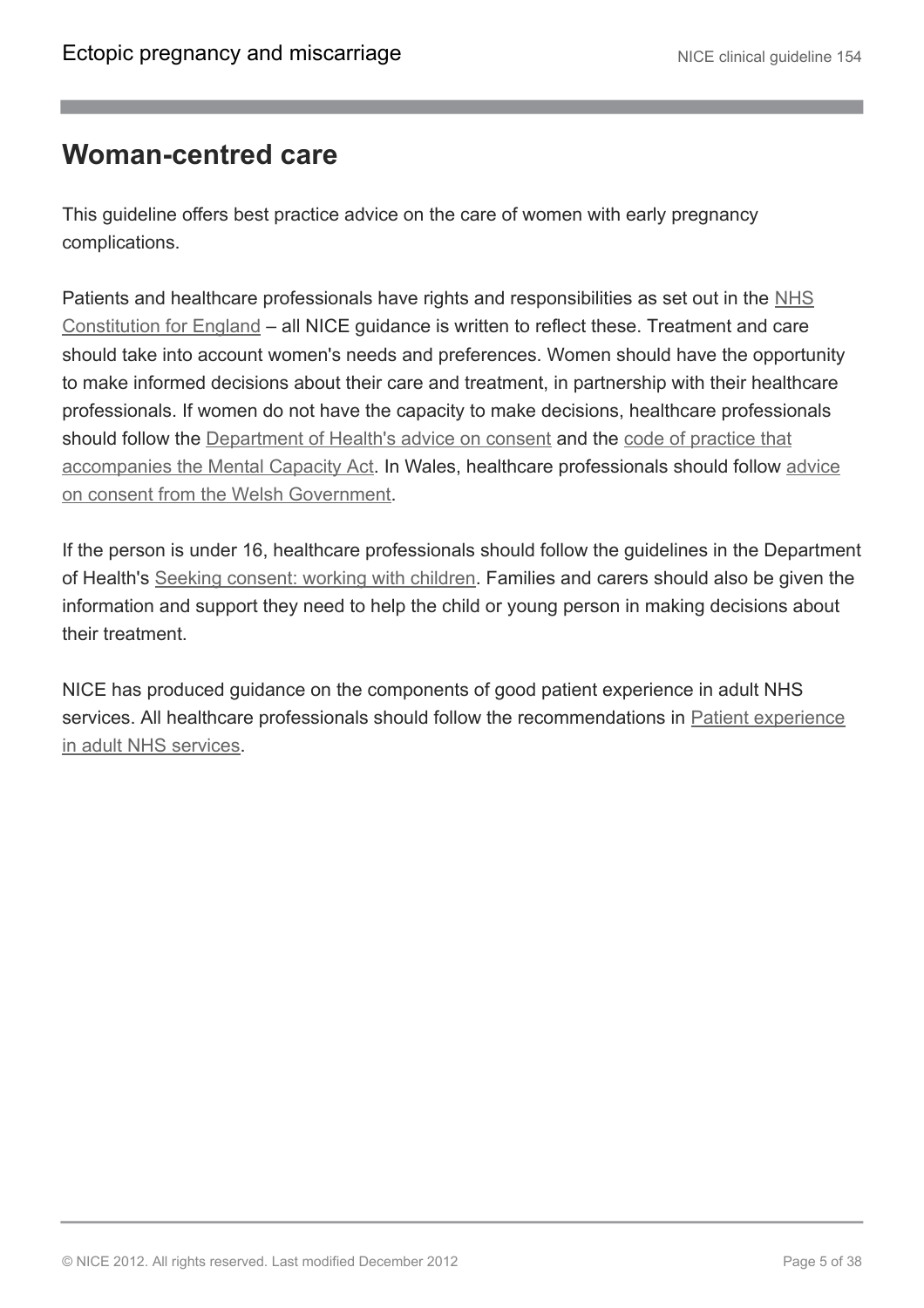## Woman-centred care

This guideline offers best practice advice on the care of women with early pregnancy complications.

Patients and healthcare professionals have rights and responsibilities as set out in the NHS Constitution for England – all NICE guidance is written to reflect these. Treatment and care should take into account women's needs and preferences. Women should have the opportunity to make informed decisions about their care and treatment, in partnership with their healthcare professionals. If women do not have the capacity to make decisions, healthcare professionals should follow the Department of Health's advice on consent and the code of practice that accompanies the Mental Capacity Act. In Wales, healthcare professionals should follow advice on consent from the Welsh Government.

If the person is under 16, healthcare professionals should follow the guidelines in the Department of Health's Seeking consent: working with children. Families and carers should also be given the information and support they need to help the child or young person in making decisions about their treatment.

NICE has produced guidance on the components of good patient experience in adult NHS services. All healthcare professionals should follow the recommendations in Patient experience in adult NHS services.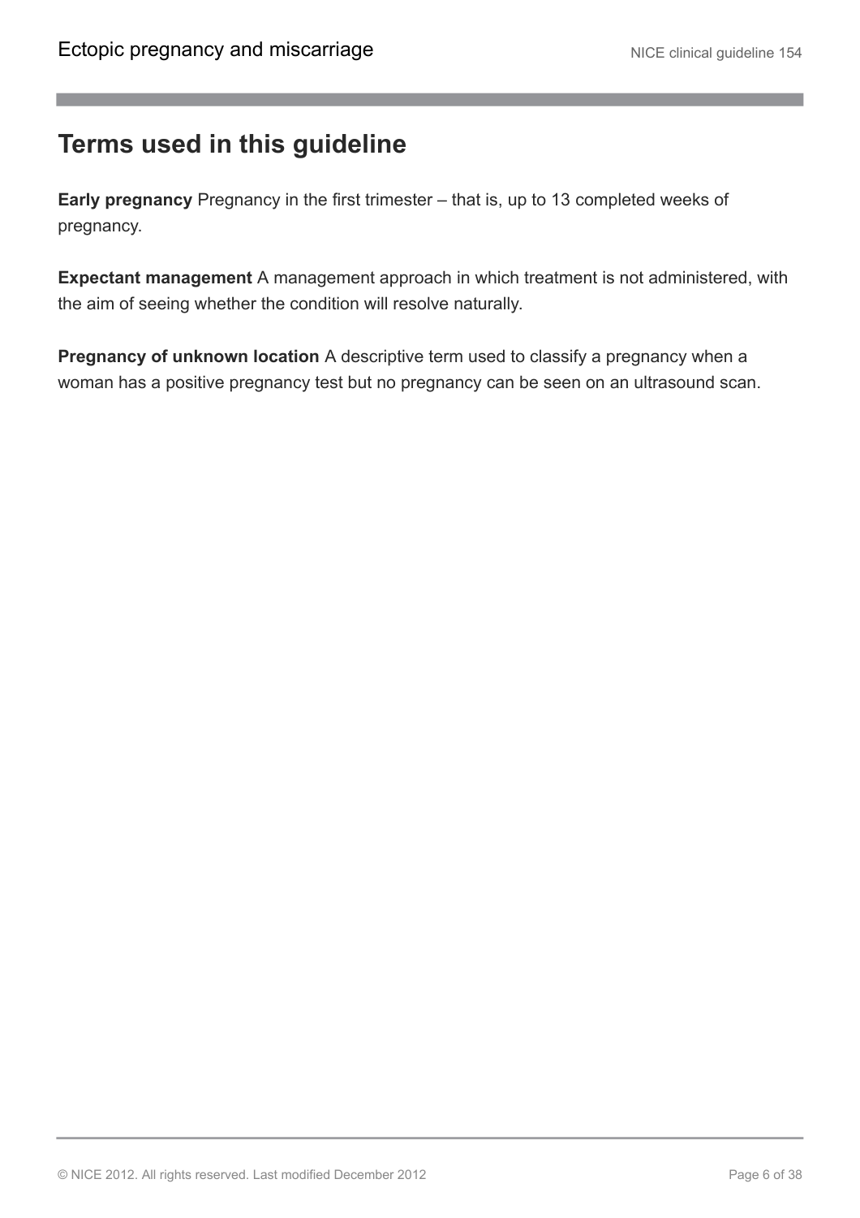# Terms used in this guideline

**Early pregnancy** Pregnancy in the first trimester – that is, up to 13 completed weeks of pregnancy.

**Expectant management** A management approach in which treatment is not administered, with the aim of seeing whether the condition will resolve naturally.

**Pregnancy of unknown location** A descriptive term used to classify a pregnancy when a woman has a positive pregnancy test but no pregnancy can be seen on an ultrasound scan.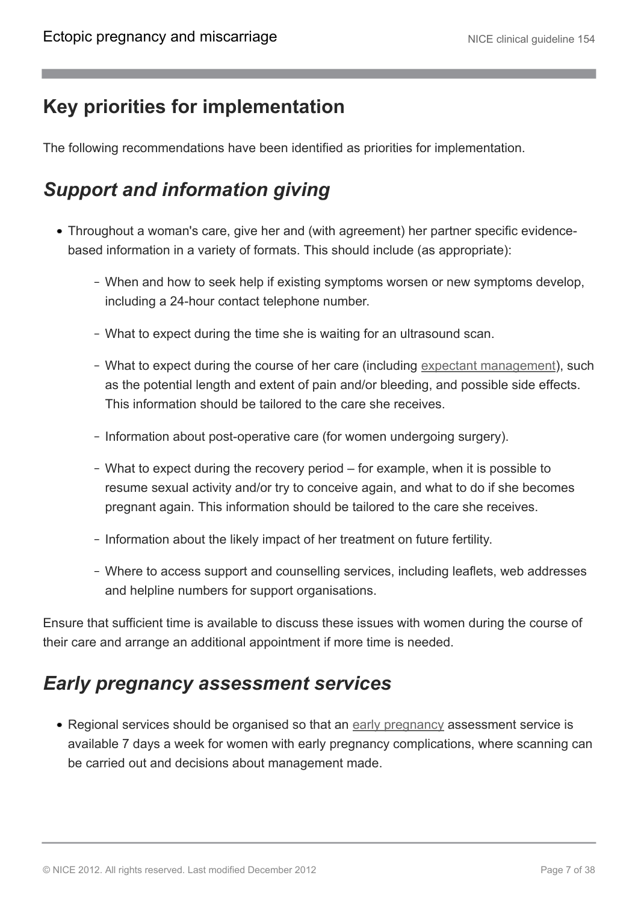## Key priorities for implementation

The following recommendations have been identified as priorities for implementation.

### *Support and information giving*

- Throughout a woman's care, give her and (with agreement) her partner specific evidence-based information in a variety of formats. This should include (as appropriate):
  - When and how to seek help if existing symptoms worsen or new symptoms develop, including a 24-hour contact telephone number.
  - What to expect during the time she is waiting for an ultrasound scan.
  - What to expect during the course of her care (including expectant management), such as the potential length and extent of pain and/or bleeding, and possible side effects. This information should be tailored to the care she receives.
  - Information about post-operative care (for women undergoing surgery).
  - What to expect during the recovery period – for example, when it is possible to resume sexual activity and/or try to conceive again, and what to do if she becomes pregnant again. This information should be tailored to the care she receives.
  - Information about the likely impact of her treatment on future fertility.
  - Where to access support and counselling services, including leaflets, web addresses and helpline numbers for support organisations.

Ensure that sufficient time is available to discuss these issues with women during the course of their care and arrange an additional appointment if more time is needed.

### *Early pregnancy assessment services*

- Regional services should be organised so that an early pregnancy assessment service is available 7 days a week for women with early pregnancy complications, where scanning can be carried out and decisions about management made.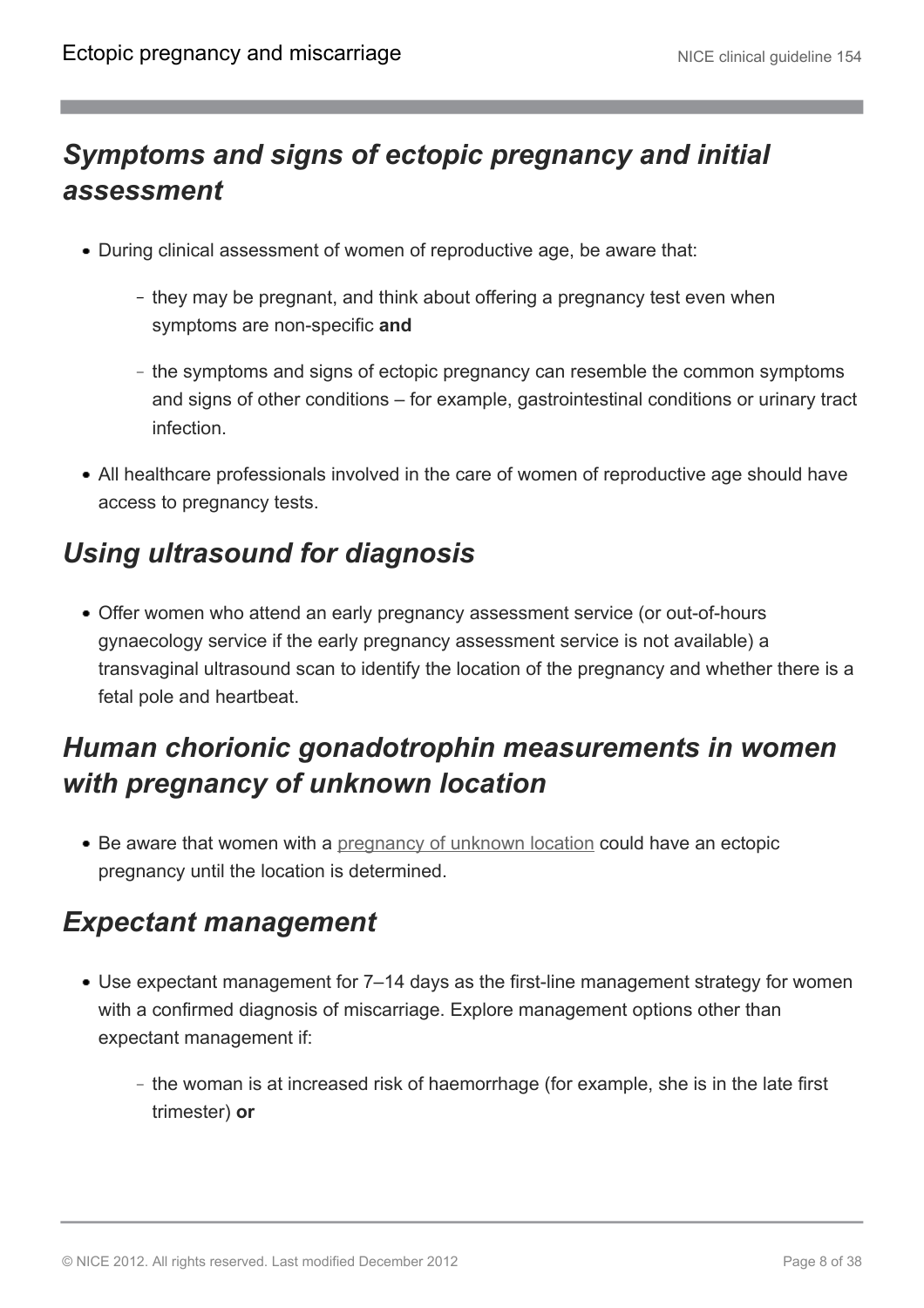## *Symptoms and signs of ectopic pregnancy and initial assessment*

- During clinical assessment of women of reproductive age, be aware that:
  - they may be pregnant, and think about offering a pregnancy test even when symptoms are non-specific **and**
  - the symptoms and signs of ectopic pregnancy can resemble the common symptoms and signs of other conditions – for example, gastrointestinal conditions or urinary tract infection.
- All healthcare professionals involved in the care of women of reproductive age should have access to pregnancy tests.

## *Using ultrasound for diagnosis*

- Offer women who attend an early pregnancy assessment service (or out-of-hours gynaecology service if the early pregnancy assessment service is not available) a transvaginal ultrasound scan to identify the location of the pregnancy and whether there is a fetal pole and heartbeat.

## *Human chorionic gonadotrophin measurements in women with pregnancy of unknown location*

- Be aware that women with a pregnancy of unknown location could have an ectopic pregnancy until the location is determined.

## *Expectant management*

- Use expectant management for 7–14 days as the first-line management strategy for women with a confirmed diagnosis of miscarriage. Explore management options other than expectant management if:
  - the woman is at increased risk of haemorrhage (for example, she is in the late first trimester) **or**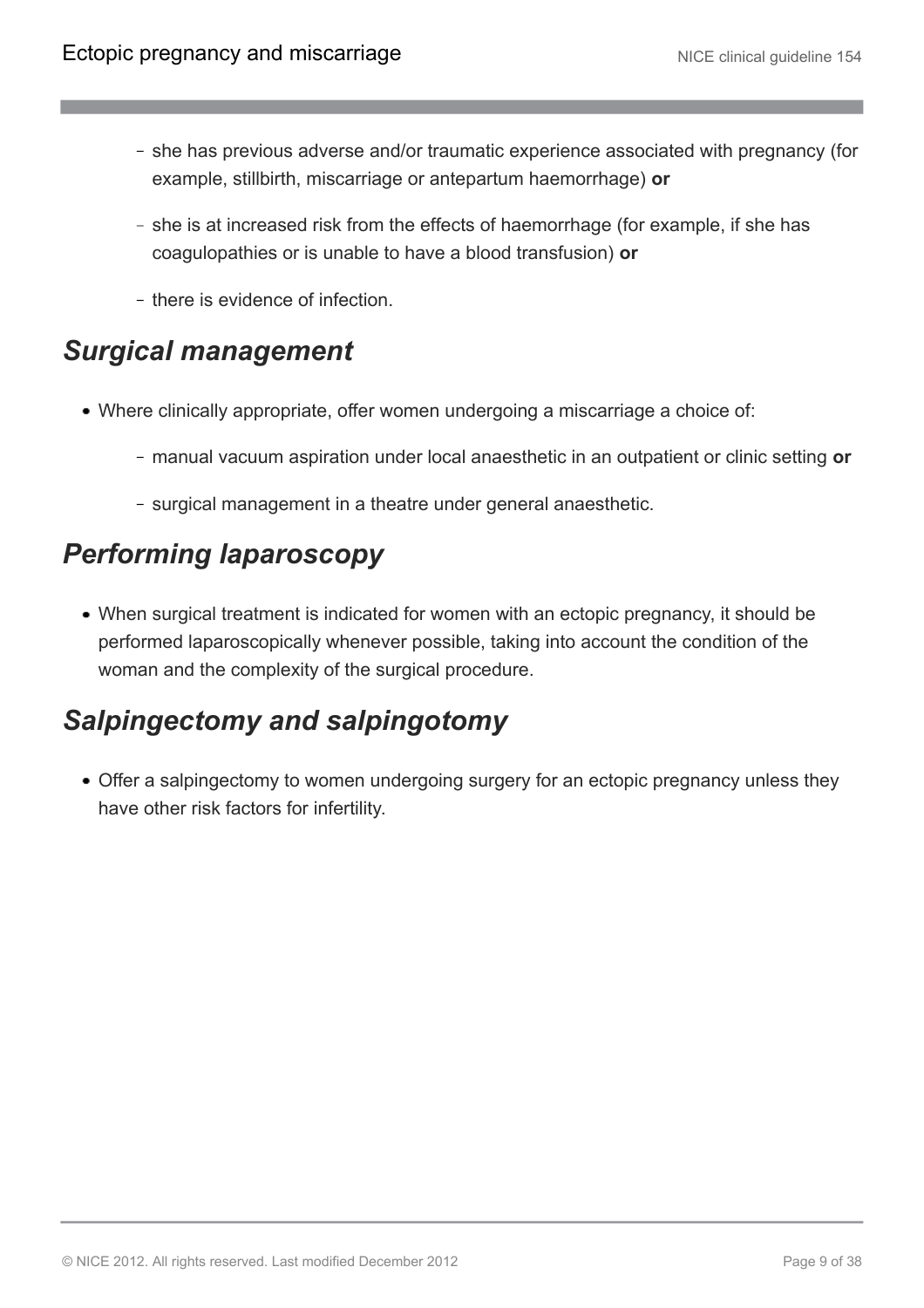- she has previous adverse and/or traumatic experience associated with pregnancy (for example, stillbirth, miscarriage or antepartum haemorrhage) **or**
- she is at increased risk from the effects of haemorrhage (for example, if she has coagulopathies or is unable to have a blood transfusion) **or**
- there is evidence of infection.

## *Surgical management*

- Where clinically appropriate, offer women undergoing a miscarriage a choice of:
  - manual vacuum aspiration under local anaesthetic in an outpatient or clinic setting **or**
  - surgical management in a theatre under general anaesthetic.

## *Performing laparoscopy*

- When surgical treatment is indicated for women with an ectopic pregnancy, it should be performed laparoscopically whenever possible, taking into account the condition of the woman and the complexity of the surgical procedure.

## *Salpingectomy and salpingotomy*

- Offer a salpingectomy to women undergoing surgery for an ectopic pregnancy unless they have other risk factors for infertility.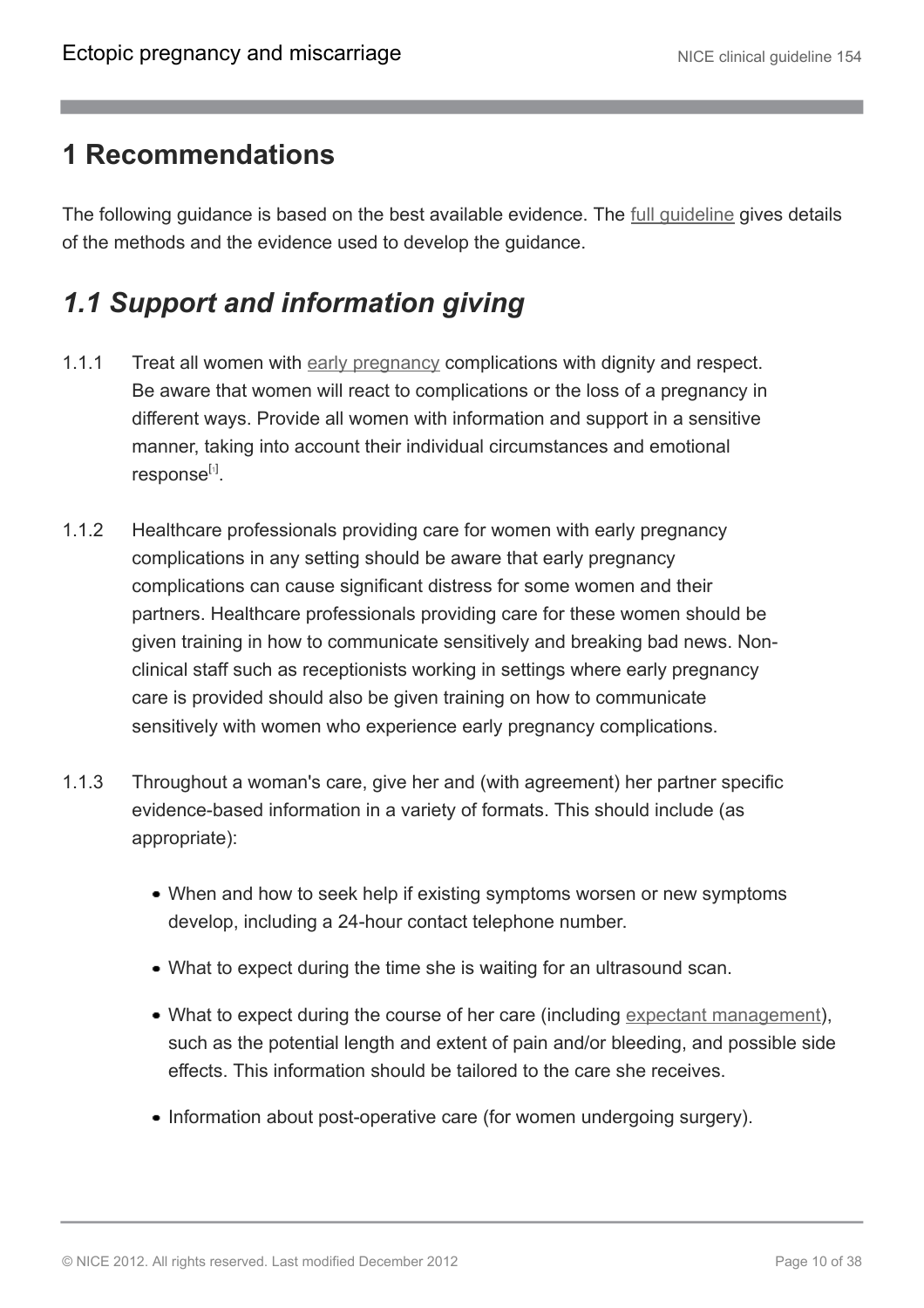# 1 Recommendations

The following guidance is based on the best available evidence. The full guideline gives details of the methods and the evidence used to develop the guidance.

## *1.1 Support and information giving*

1.1.1 Treat all women with early pregnancy complications with dignity and respect. Be aware that women will react to complications or the loss of a pregnancy in different ways. Provide all women with information and support in a sensitive manner, taking into account their individual circumstances and emotional response[1].

1.1.2 Healthcare professionals providing care for women with early pregnancy complications in any setting should be aware that early pregnancy complications can cause significant distress for some women and their partners. Healthcare professionals providing care for these women should be given training in how to communicate sensitively and breaking bad news. Non-clinical staff such as receptionists working in settings where early pregnancy care is provided should also be given training on how to communicate sensitively with women who experience early pregnancy complications.

1.1.3 Throughout a woman's care, give her and (with agreement) her partner specific evidence-based information in a variety of formats. This should include (as appropriate):

- When and how to seek help if existing symptoms worsen or new symptoms develop, including a 24-hour contact telephone number.
- What to expect during the time she is waiting for an ultrasound scan.
- What to expect during the course of her care (including expectant management), such as the potential length and extent of pain and/or bleeding, and possible side effects. This information should be tailored to the care she receives.
- Information about post-operative care (for women undergoing surgery).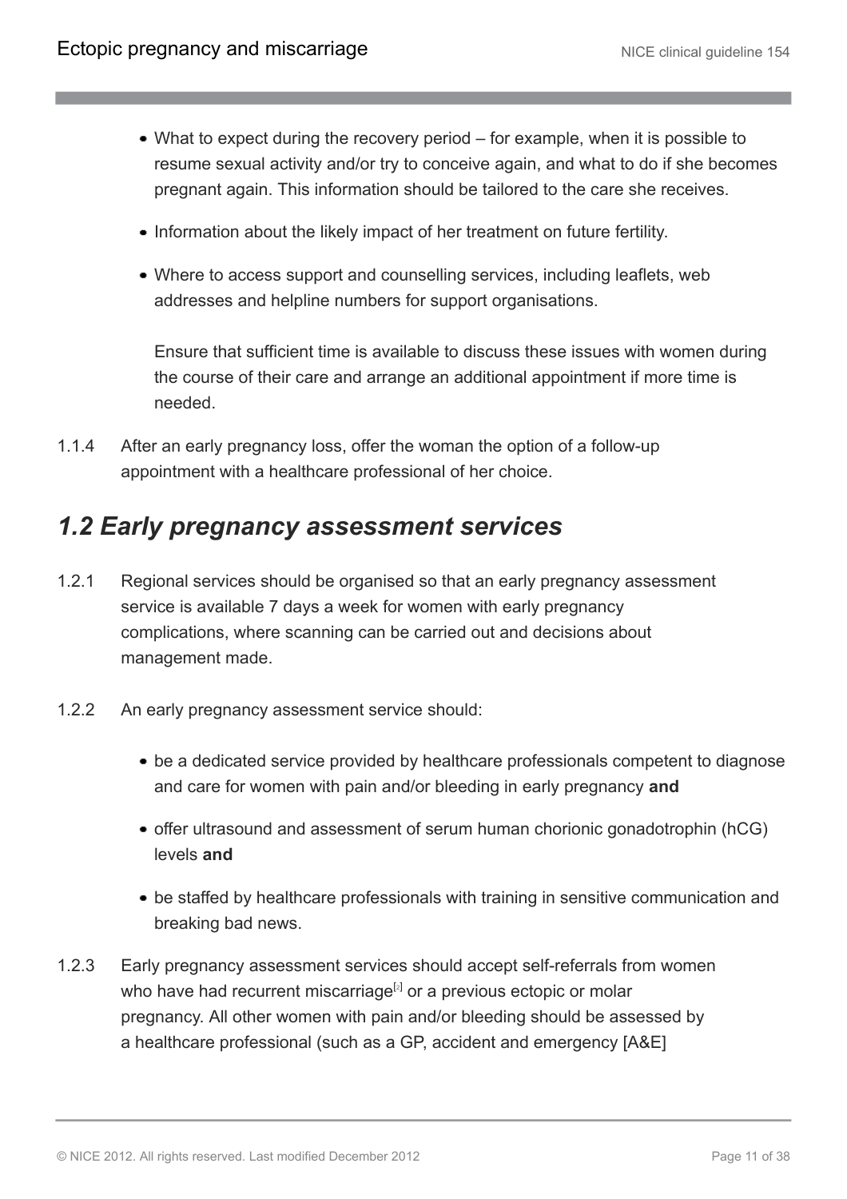- What to expect during the recovery period – for example, when it is possible to resume sexual activity and/or try to conceive again, and what to do if she becomes pregnant again. This information should be tailored to the care she receives.
- Information about the likely impact of her treatment on future fertility.
- Where to access support and counselling services, including leaflets, web addresses and helpline numbers for support organisations.

  Ensure that sufficient time is available to discuss these issues with women during the course of their care and arrange an additional appointment if more time is needed.

1.1.4 After an early pregnancy loss, offer the woman the option of a follow-up appointment with a healthcare professional of her choice.

## *1.2 Early pregnancy assessment services*

1.2.1 Regional services should be organised so that an early pregnancy assessment service is available 7 days a week for women with early pregnancy complications, where scanning can be carried out and decisions about management made.

1.2.2 An early pregnancy assessment service should:

- be a dedicated service provided by healthcare professionals competent to diagnose and care for women with pain and/or bleeding in early pregnancy **and**
- offer ultrasound and assessment of serum human chorionic gonadotrophin (hCG) levels **and**
- be staffed by healthcare professionals with training in sensitive communication and breaking bad news.

1.2.3 Early pregnancy assessment services should accept self-referrals from women who have had recurrent miscarriage[2] or a previous ectopic or molar pregnancy. All other women with pain and/or bleeding should be assessed by a healthcare professional (such as a GP, accident and emergency [A&E]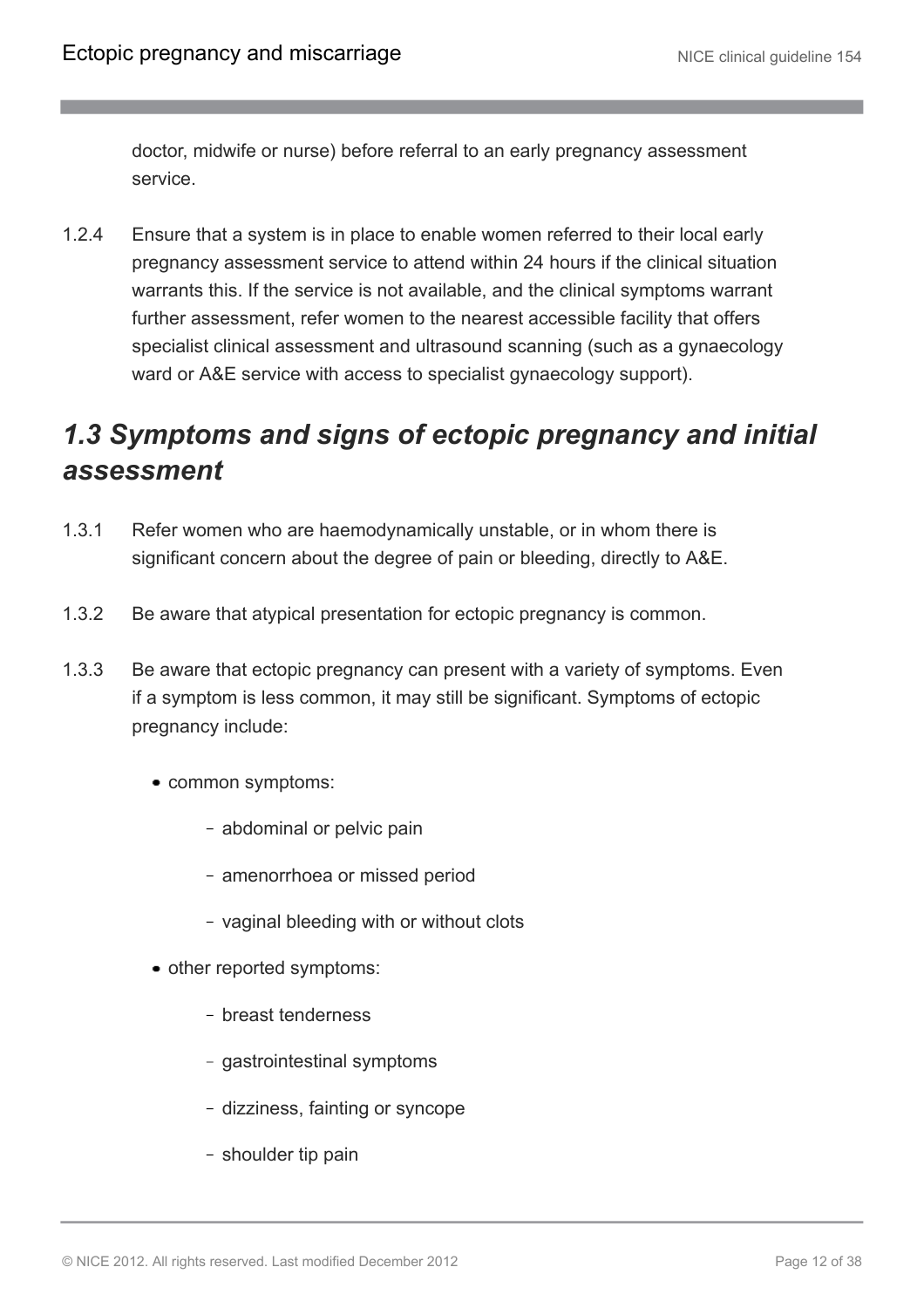doctor, midwife or nurse) before referral to an early pregnancy assessment service.

1.2.4 Ensure that a system is in place to enable women referred to their local early pregnancy assessment service to attend within 24 hours if the clinical situation warrants this. If the service is not available, and the clinical symptoms warrant further assessment, refer women to the nearest accessible facility that offers specialist clinical assessment and ultrasound scanning (such as a gynaecology ward or A&E service with access to specialist gynaecology support).

## *1.3 Symptoms and signs of ectopic pregnancy and initial assessment*

1.3.1 Refer women who are haemodynamically unstable, or in whom there is significant concern about the degree of pain or bleeding, directly to A&E.

1.3.2 Be aware that atypical presentation for ectopic pregnancy is common.

1.3.3 Be aware that ectopic pregnancy can present with a variety of symptoms. Even if a symptom is less common, it may still be significant. Symptoms of ectopic pregnancy include:

- common symptoms:
  - abdominal or pelvic pain
  - amenorrhoea or missed period
  - vaginal bleeding with or without clots
- other reported symptoms:
  - breast tenderness
  - gastrointestinal symptoms
  - dizziness, fainting or syncope
  - shoulder tip pain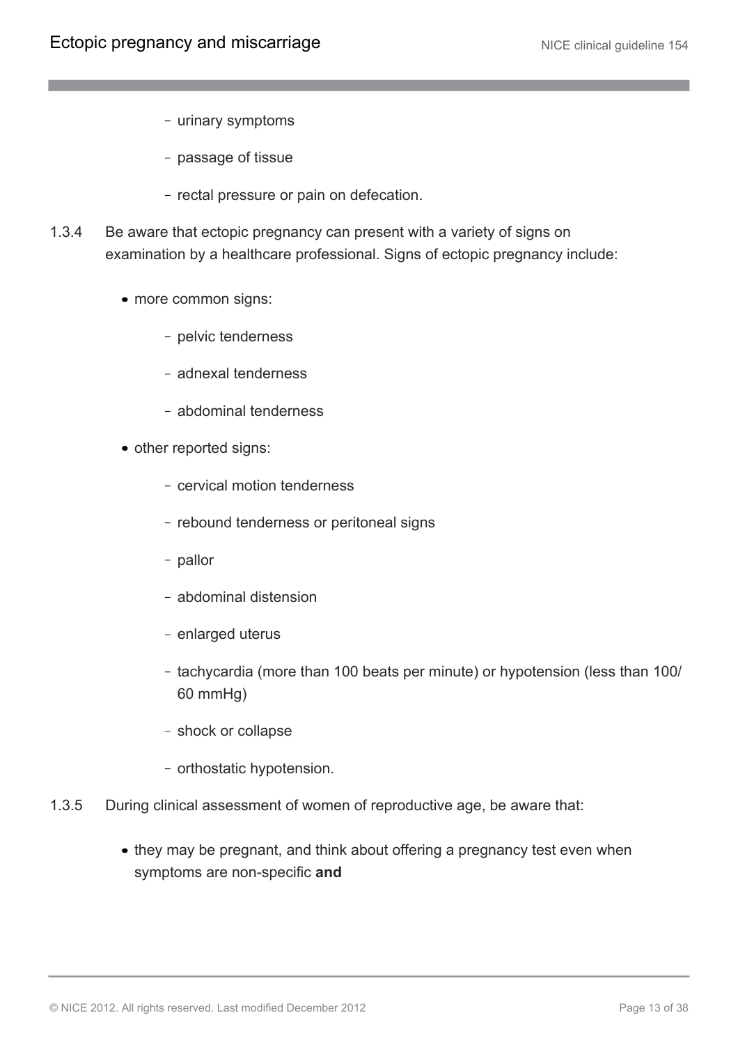- urinary symptoms
  - passage of tissue
  - rectal pressure or pain on defecation.

1.3.4 Be aware that ectopic pregnancy can present with a variety of signs on examination by a healthcare professional. Signs of ectopic pregnancy include:

- more common signs:
  - pelvic tenderness
  - adnexal tenderness
  - abdominal tenderness
- other reported signs:
  - cervical motion tenderness
  - rebound tenderness or peritoneal signs
  - pallor
  - abdominal distension
  - enlarged uterus
  - tachycardia (more than 100 beats per minute) or hypotension (less than 100/60 mmHg)
  - shock or collapse
  - orthostatic hypotension.

1.3.5 During clinical assessment of women of reproductive age, be aware that:

- they may be pregnant, and think about offering a pregnancy test even when symptoms are non-specific **and**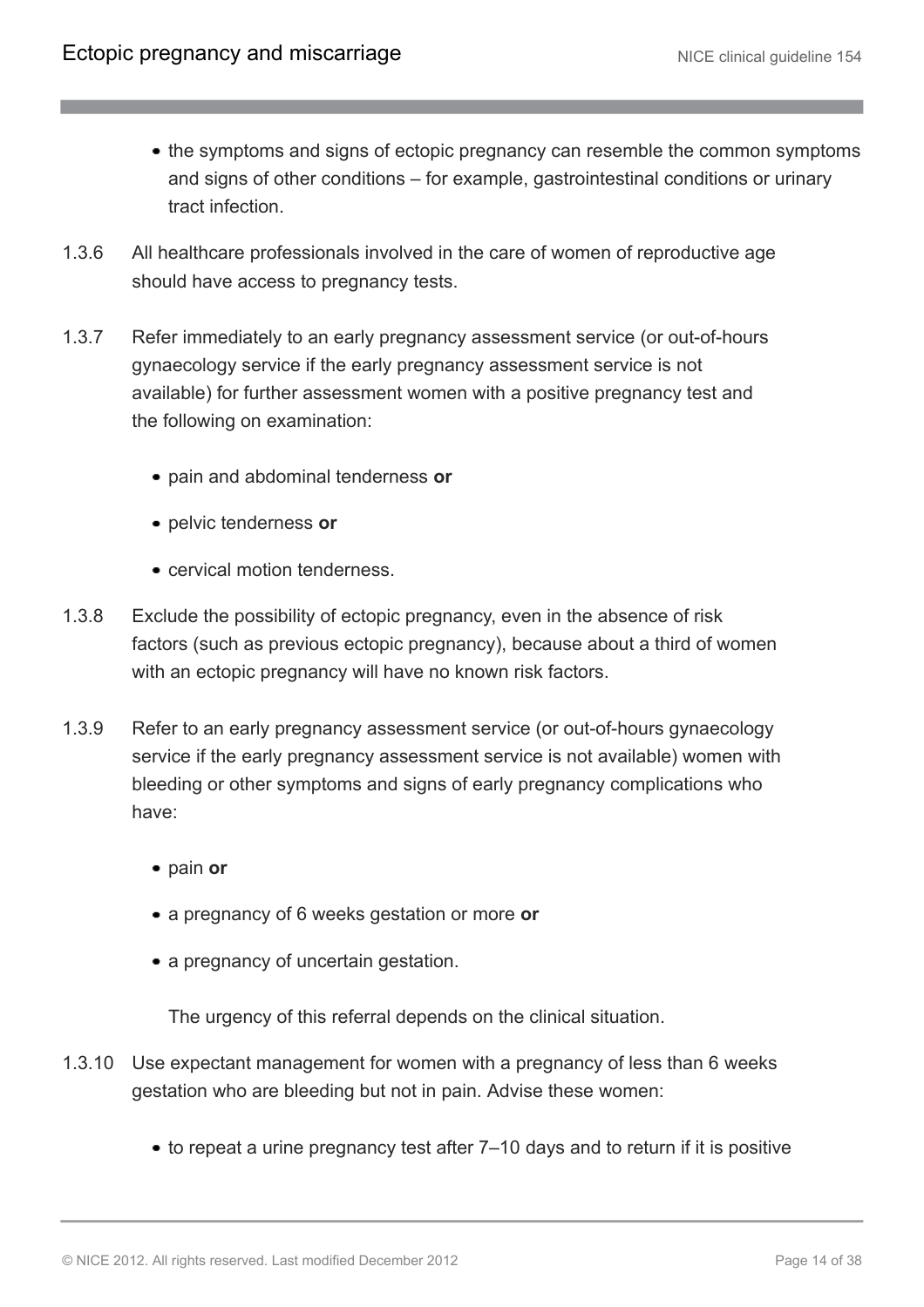- the symptoms and signs of ectopic pregnancy can resemble the common symptoms and signs of other conditions – for example, gastrointestinal conditions or urinary tract infection.

1.3.6 All healthcare professionals involved in the care of women of reproductive age should have access to pregnancy tests.

1.3.7 Refer immediately to an early pregnancy assessment service (or out-of-hours gynaecology service if the early pregnancy assessment service is not available) for further assessment women with a positive pregnancy test and the following on examination:

- pain and abdominal tenderness **or**
- pelvic tenderness **or**
- cervical motion tenderness.

1.3.8 Exclude the possibility of ectopic pregnancy, even in the absence of risk factors (such as previous ectopic pregnancy), because about a third of women with an ectopic pregnancy will have no known risk factors.

1.3.9 Refer to an early pregnancy assessment service (or out-of-hours gynaecology service if the early pregnancy assessment service is not available) women with bleeding or other symptoms and signs of early pregnancy complications who have:

- pain **or**
- a pregnancy of 6 weeks gestation or more **or**
- a pregnancy of uncertain gestation.

The urgency of this referral depends on the clinical situation.

1.3.10 Use expectant management for women with a pregnancy of less than 6 weeks gestation who are bleeding but not in pain. Advise these women:

- to repeat a urine pregnancy test after 7–10 days and to return if it is positive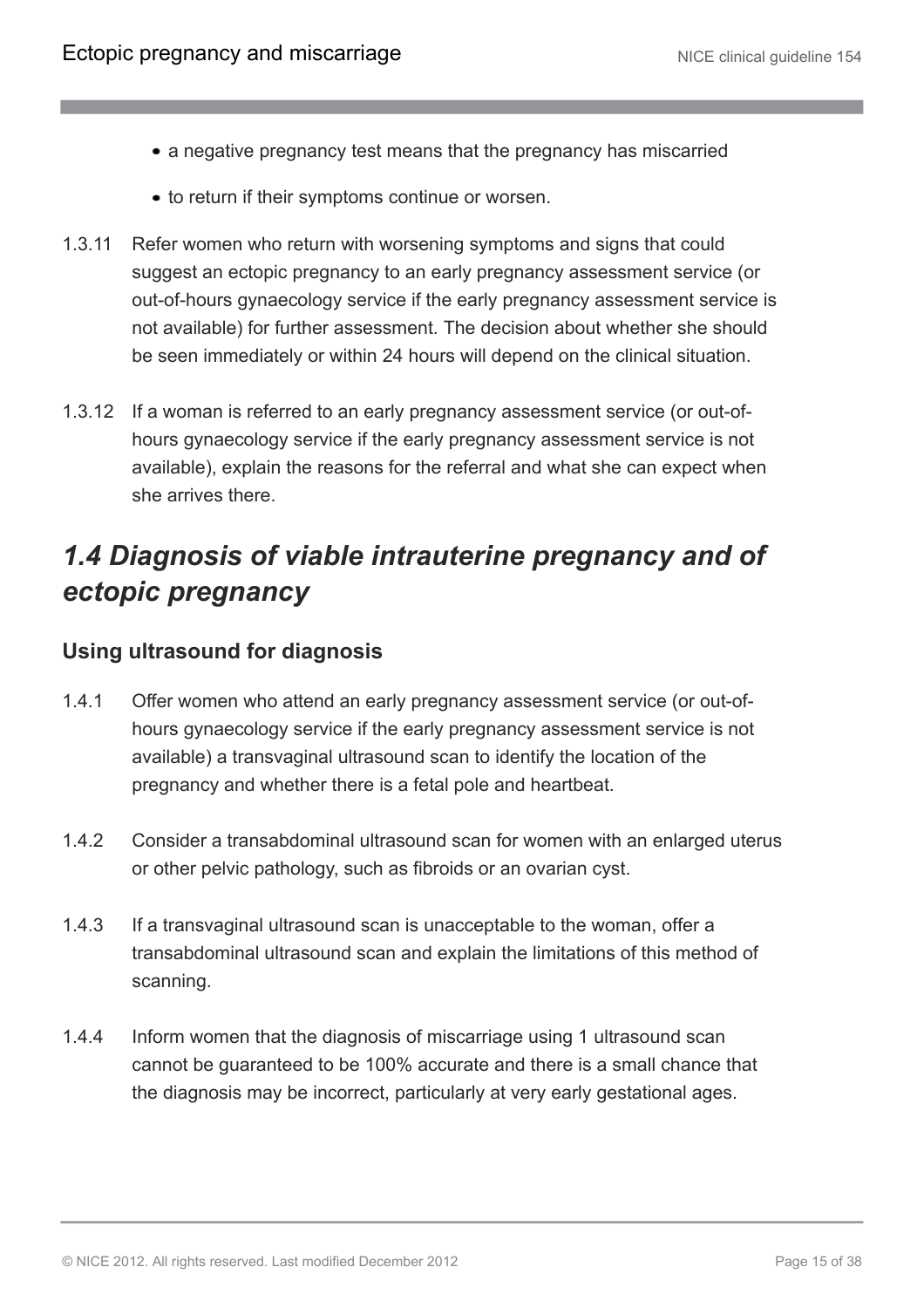- a negative pregnancy test means that the pregnancy has miscarried
- to return if their symptoms continue or worsen.

1.3.11 Refer women who return with worsening symptoms and signs that could suggest an ectopic pregnancy to an early pregnancy assessment service (or out-of-hours gynaecology service if the early pregnancy assessment service is not available) for further assessment. The decision about whether she should be seen immediately or within 24 hours will depend on the clinical situation.

1.3.12 If a woman is referred to an early pregnancy assessment service (or out-of-hours gynaecology service if the early pregnancy assessment service is not available), explain the reasons for the referral and what she can expect when she arrives there.

## *1.4 Diagnosis of viable intrauterine pregnancy and of ectopic pregnancy*

### Using ultrasound for diagnosis

1.4.1 Offer women who attend an early pregnancy assessment service (or out-of-hours gynaecology service if the early pregnancy assessment service is not available) a transvaginal ultrasound scan to identify the location of the pregnancy and whether there is a fetal pole and heartbeat.

1.4.2 Consider a transabdominal ultrasound scan for women with an enlarged uterus or other pelvic pathology, such as fibroids or an ovarian cyst.

1.4.3 If a transvaginal ultrasound scan is unacceptable to the woman, offer a transabdominal ultrasound scan and explain the limitations of this method of scanning.

1.4.4 Inform women that the diagnosis of miscarriage using 1 ultrasound scan cannot be guaranteed to be 100% accurate and there is a small chance that the diagnosis may be incorrect, particularly at very early gestational ages.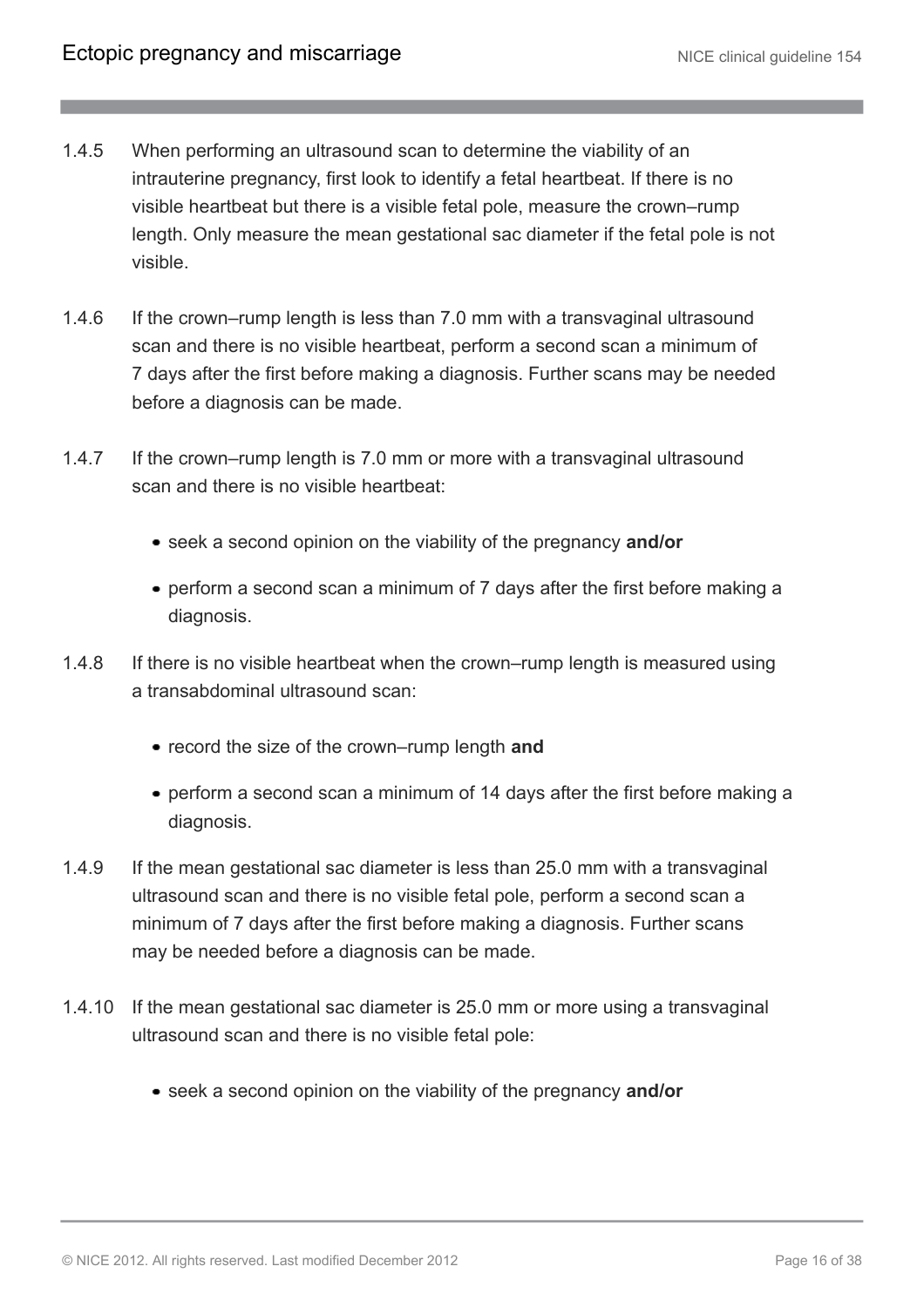1.4.5 When performing an ultrasound scan to determine the viability of an intrauterine pregnancy, first look to identify a fetal heartbeat. If there is no visible heartbeat but there is a visible fetal pole, measure the crown–rump length. Only measure the mean gestational sac diameter if the fetal pole is not visible.

1.4.6 If the crown–rump length is less than 7.0 mm with a transvaginal ultrasound scan and there is no visible heartbeat, perform a second scan a minimum of 7 days after the first before making a diagnosis. Further scans may be needed before a diagnosis can be made.

1.4.7 If the crown–rump length is 7.0 mm or more with a transvaginal ultrasound scan and there is no visible heartbeat:

- seek a second opinion on the viability of the pregnancy **and/or**
- perform a second scan a minimum of 7 days after the first before making a diagnosis.

1.4.8 If there is no visible heartbeat when the crown–rump length is measured using a transabdominal ultrasound scan:

- record the size of the crown–rump length **and**
- perform a second scan a minimum of 14 days after the first before making a diagnosis.

1.4.9 If the mean gestational sac diameter is less than 25.0 mm with a transvaginal ultrasound scan and there is no visible fetal pole, perform a second scan a minimum of 7 days after the first before making a diagnosis. Further scans may be needed before a diagnosis can be made.

1.4.10 If the mean gestational sac diameter is 25.0 mm or more using a transvaginal ultrasound scan and there is no visible fetal pole:

- seek a second opinion on the viability of the pregnancy **and/or**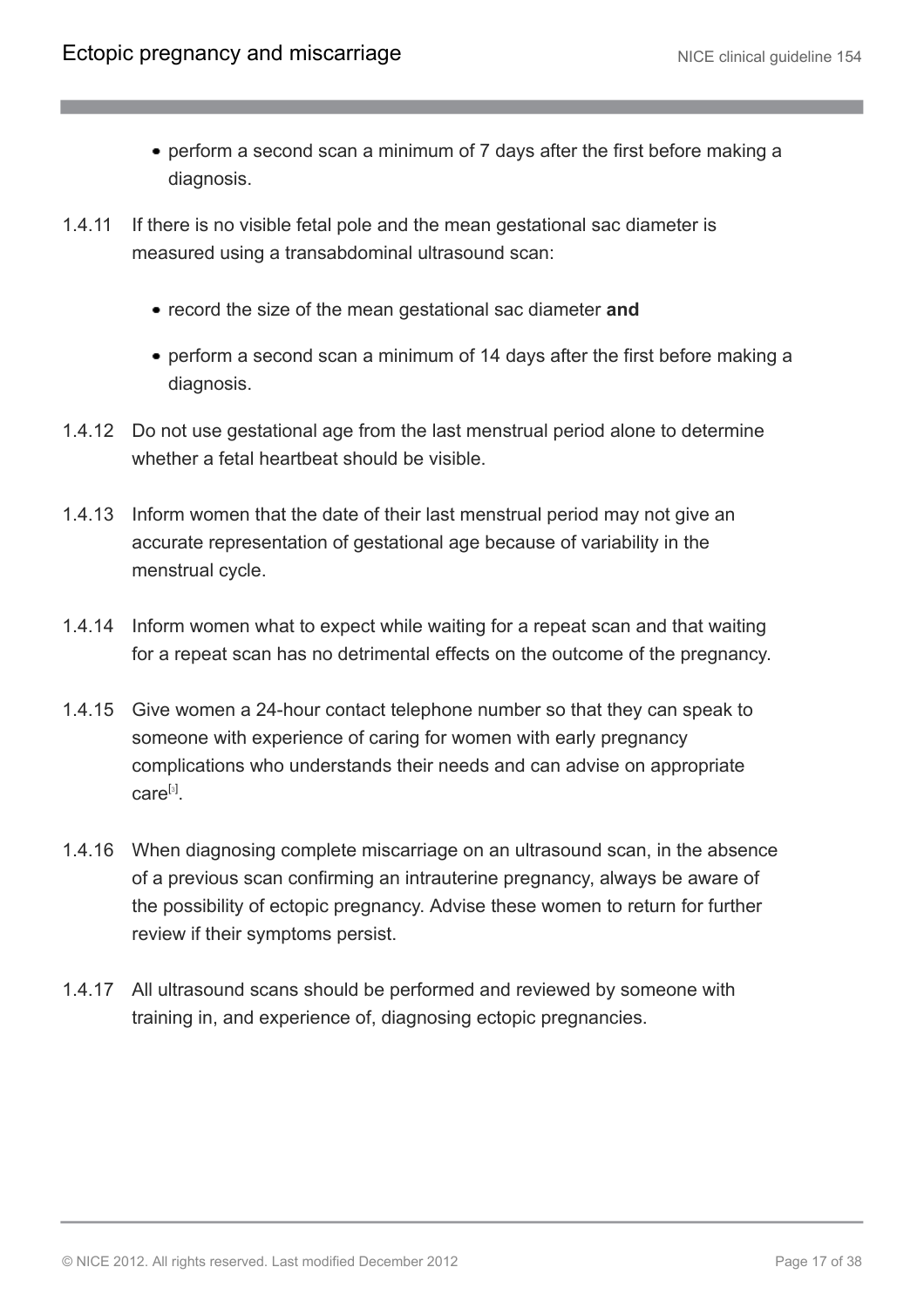- perform a second scan a minimum of 7 days after the first before making a diagnosis.

1.4.11 If there is no visible fetal pole and the mean gestational sac diameter is measured using a transabdominal ultrasound scan:

- record the size of the mean gestational sac diameter **and**
- perform a second scan a minimum of 14 days after the first before making a diagnosis.

1.4.12 Do not use gestational age from the last menstrual period alone to determine whether a fetal heartbeat should be visible.

1.4.13 Inform women that the date of their last menstrual period may not give an accurate representation of gestational age because of variability in the menstrual cycle.

1.4.14 Inform women what to expect while waiting for a repeat scan and that waiting for a repeat scan has no detrimental effects on the outcome of the pregnancy.

1.4.15 Give women a 24-hour contact telephone number so that they can speak to someone with experience of caring for women with early pregnancy complications who understands their needs and can advise on appropriate care[3].

1.4.16 When diagnosing complete miscarriage on an ultrasound scan, in the absence of a previous scan confirming an intrauterine pregnancy, always be aware of the possibility of ectopic pregnancy. Advise these women to return for further review if their symptoms persist.

1.4.17 All ultrasound scans should be performed and reviewed by someone with training in, and experience of, diagnosing ectopic pregnancies.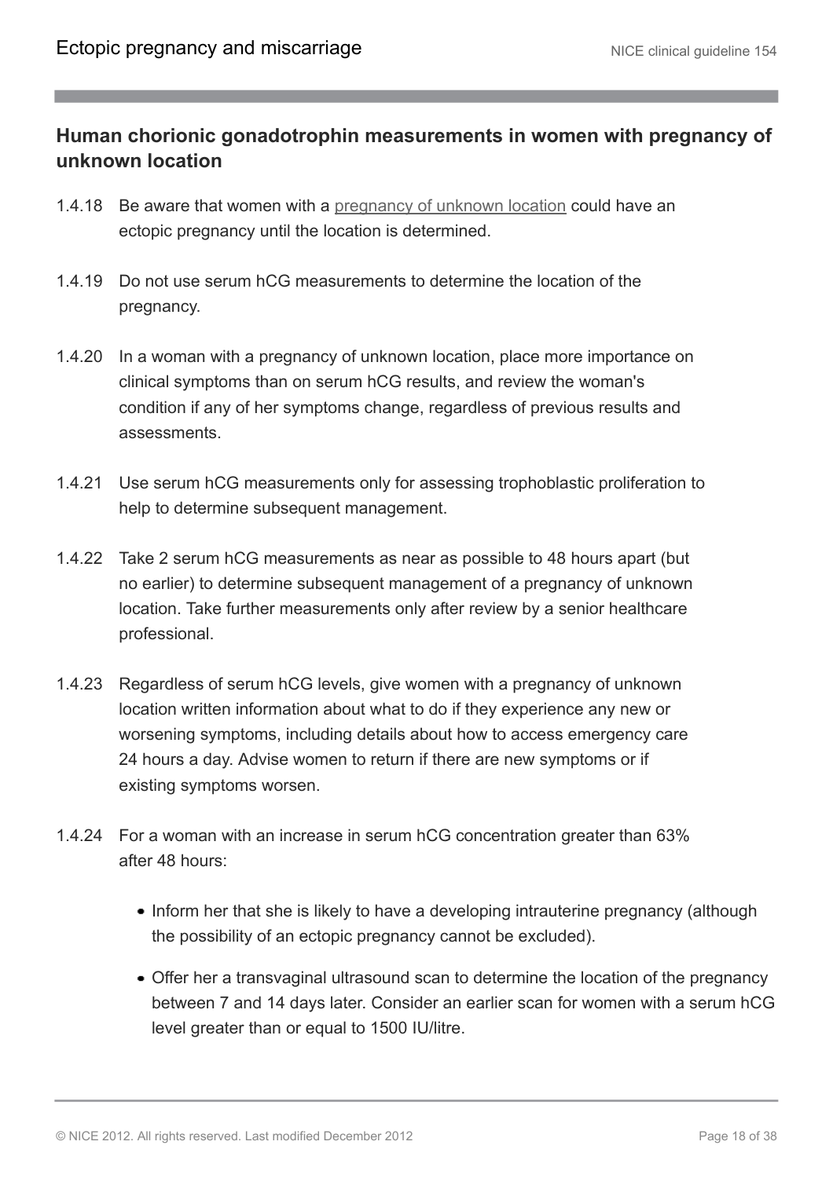## Human chorionic gonadotrophin measurements in women with pregnancy of unknown location

1.4.18 Be aware that women with a pregnancy of unknown location could have an ectopic pregnancy until the location is determined.

1.4.19 Do not use serum hCG measurements to determine the location of the pregnancy.

1.4.20 In a woman with a pregnancy of unknown location, place more importance on clinical symptoms than on serum hCG results, and review the woman's condition if any of her symptoms change, regardless of previous results and assessments.

1.4.21 Use serum hCG measurements only for assessing trophoblastic proliferation to help to determine subsequent management.

1.4.22 Take 2 serum hCG measurements as near as possible to 48 hours apart (but no earlier) to determine subsequent management of a pregnancy of unknown location. Take further measurements only after review by a senior healthcare professional.

1.4.23 Regardless of serum hCG levels, give women with a pregnancy of unknown location written information about what to do if they experience any new or worsening symptoms, including details about how to access emergency care 24 hours a day. Advise women to return if there are new symptoms or if existing symptoms worsen.

1.4.24 For a woman with an increase in serum hCG concentration greater than 63% after 48 hours:

- Inform her that she is likely to have a developing intrauterine pregnancy (although the possibility of an ectopic pregnancy cannot be excluded).
- Offer her a transvaginal ultrasound scan to determine the location of the pregnancy between 7 and 14 days later. Consider an earlier scan for women with a serum hCG level greater than or equal to 1500 IU/litre.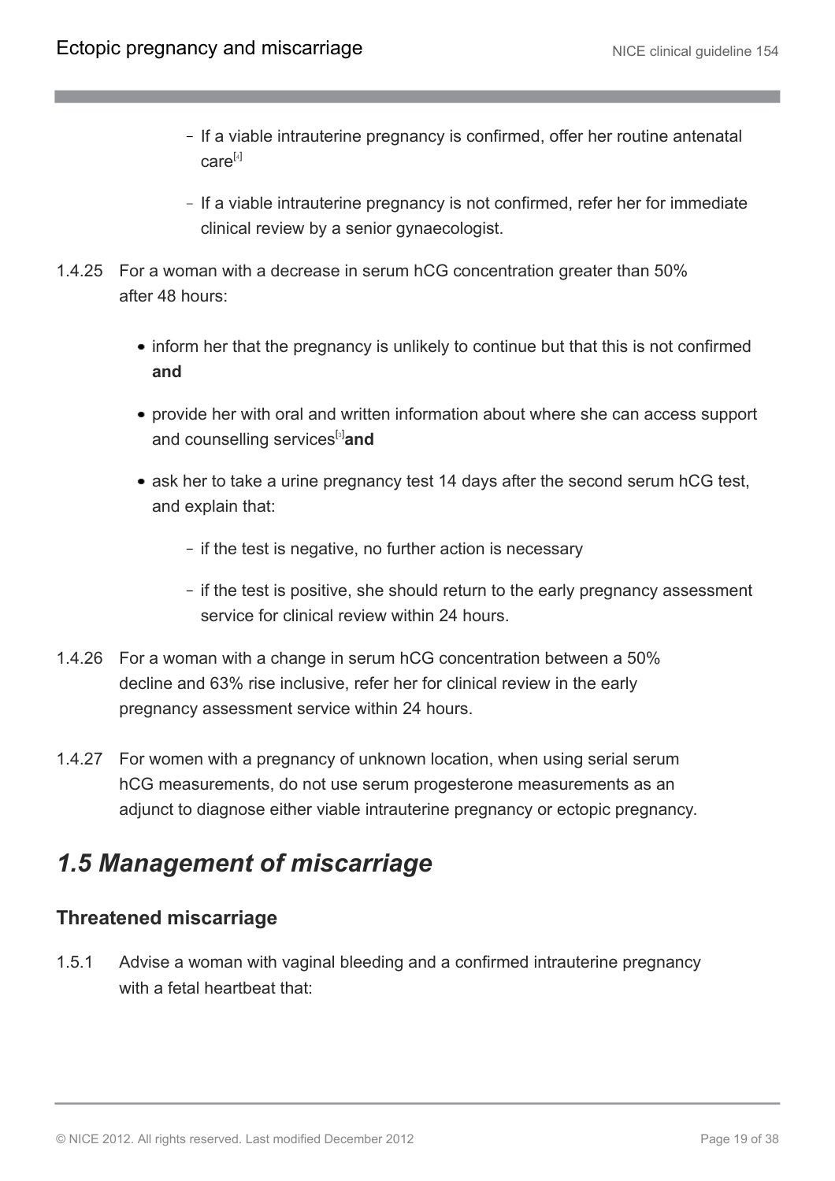- If a viable intrauterine pregnancy is confirmed, offer her routine antenatal care[4]
  - If a viable intrauterine pregnancy is not confirmed, refer her for immediate clinical review by a senior gynaecologist.

1.4.25 For a woman with a decrease in serum hCG concentration greater than 50% after 48 hours:

- inform her that the pregnancy is unlikely to continue but that this is not confirmed **and**
- provide her with oral and written information about where she can access support and counselling services[3] **and**
- ask her to take a urine pregnancy test 14 days after the second serum hCG test, and explain that:
  - if the test is negative, no further action is necessary
  - if the test is positive, she should return to the early pregnancy assessment service for clinical review within 24 hours.

1.4.26 For a woman with a change in serum hCG concentration between a 50% decline and 63% rise inclusive, refer her for clinical review in the early pregnancy assessment service within 24 hours.

1.4.27 For women with a pregnancy of unknown location, when using serial serum hCG measurements, do not use serum progesterone measurements as an adjunct to diagnose either viable intrauterine pregnancy or ectopic pregnancy.

## *1.5 Management of miscarriage*

### Threatened miscarriage

1.5.1 Advise a woman with vaginal bleeding and a confirmed intrauterine pregnancy with a fetal heartbeat that: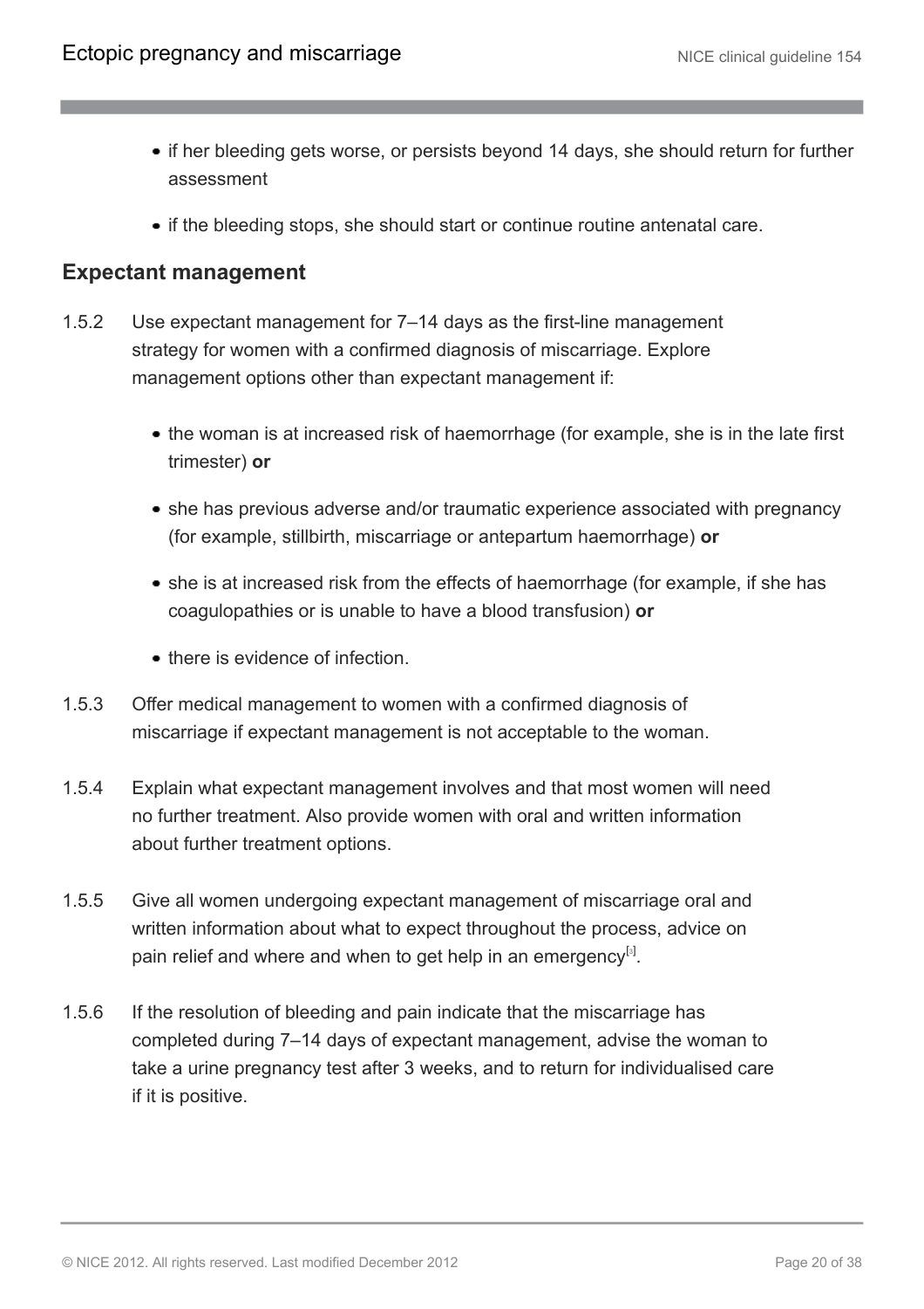- if her bleeding gets worse, or persists beyond 14 days, she should return for further assessment
- if the bleeding stops, she should start or continue routine antenatal care.

### Expectant management

1.5.2 Use expectant management for 7–14 days as the first-line management strategy for women with a confirmed diagnosis of miscarriage. Explore management options other than expectant management if:

- the woman is at increased risk of haemorrhage (for example, she is in the late first trimester) **or**
- she has previous adverse and/or traumatic experience associated with pregnancy (for example, stillbirth, miscarriage or antepartum haemorrhage) **or**
- she is at increased risk from the effects of haemorrhage (for example, if she has coagulopathies or is unable to have a blood transfusion) **or**
- there is evidence of infection.

1.5.3 Offer medical management to women with a confirmed diagnosis of miscarriage if expectant management is not acceptable to the woman.

1.5.4 Explain what expectant management involves and that most women will need no further treatment. Also provide women with oral and written information about further treatment options.

1.5.5 Give all women undergoing expectant management of miscarriage oral and written information about what to expect throughout the process, advice on pain relief and where and when to get help in an emergency[3].

1.5.6 If the resolution of bleeding and pain indicate that the miscarriage has completed during 7–14 days of expectant management, advise the woman to take a urine pregnancy test after 3 weeks, and to return for individualised care if it is positive.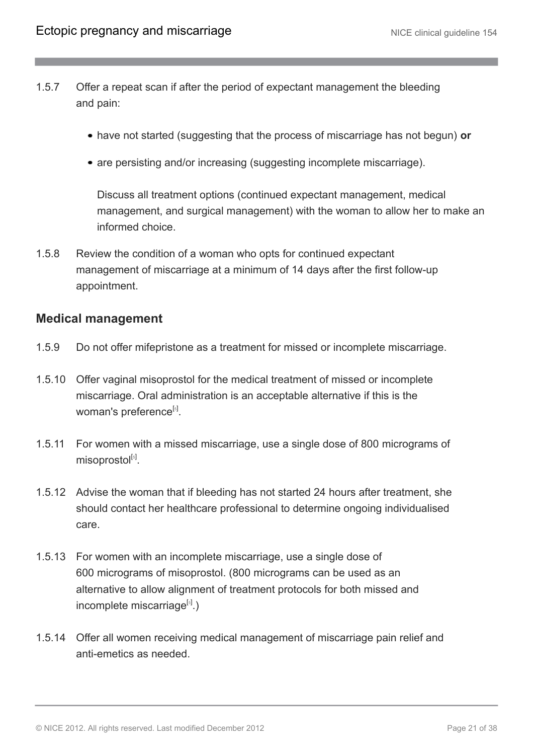1.5.7 Offer a repeat scan if after the period of expectant management the bleeding and pain:

- have not started (suggesting that the process of miscarriage has not begun) **or**
- are persisting and/or increasing (suggesting incomplete miscarriage).

  Discuss all treatment options (continued expectant management, medical management, and surgical management) with the woman to allow her to make an informed choice.

1.5.8 Review the condition of a woman who opts for continued expectant management of miscarriage at a minimum of 14 days after the first follow-up appointment.

### Medical management

1.5.9 Do not offer mifepristone as a treatment for missed or incomplete miscarriage.

1.5.10 Offer vaginal misoprostol for the medical treatment of missed or incomplete miscarriage. Oral administration is an acceptable alternative if this is the woman's preference[5].

1.5.11 For women with a missed miscarriage, use a single dose of 800 micrograms of misoprostol[5].

1.5.12 Advise the woman that if bleeding has not started 24 hours after treatment, she should contact her healthcare professional to determine ongoing individualised care.

1.5.13 For women with an incomplete miscarriage, use a single dose of 600 micrograms of misoprostol. (800 micrograms can be used as an alternative to allow alignment of treatment protocols for both missed and incomplete miscarriage[5].)

1.5.14 Offer all women receiving medical management of miscarriage pain relief and anti-emetics as needed.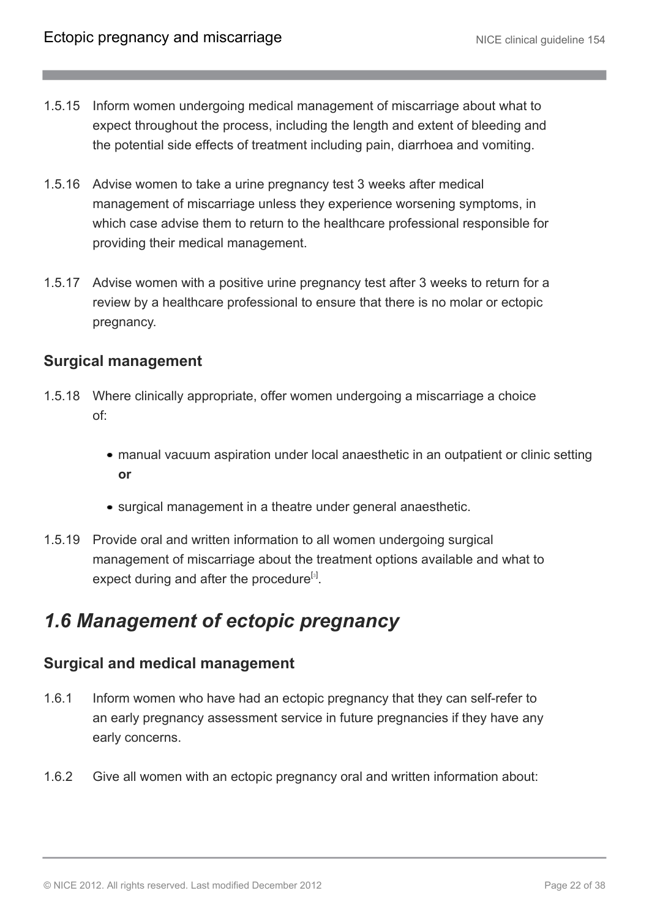1.5.15 Inform women undergoing medical management of miscarriage about what to expect throughout the process, including the length and extent of bleeding and the potential side effects of treatment including pain, diarrhoea and vomiting.

1.5.16 Advise women to take a urine pregnancy test 3 weeks after medical management of miscarriage unless they experience worsening symptoms, in which case advise them to return to the healthcare professional responsible for providing their medical management.

1.5.17 Advise women with a positive urine pregnancy test after 3 weeks to return for a review by a healthcare professional to ensure that there is no molar or ectopic pregnancy.

### Surgical management

1.5.18 Where clinically appropriate, offer women undergoing a miscarriage a choice of:

- manual vacuum aspiration under local anaesthetic in an outpatient or clinic setting **or**
- surgical management in a theatre under general anaesthetic.

1.5.19 Provide oral and written information to all women undergoing surgical management of miscarriage about the treatment options available and what to expect during and after the procedure[3].

## *1.6 Management of ectopic pregnancy*

### Surgical and medical management

1.6.1 Inform women who have had an ectopic pregnancy that they can self-refer to an early pregnancy assessment service in future pregnancies if they have any early concerns.

1.6.2 Give all women with an ectopic pregnancy oral and written information about: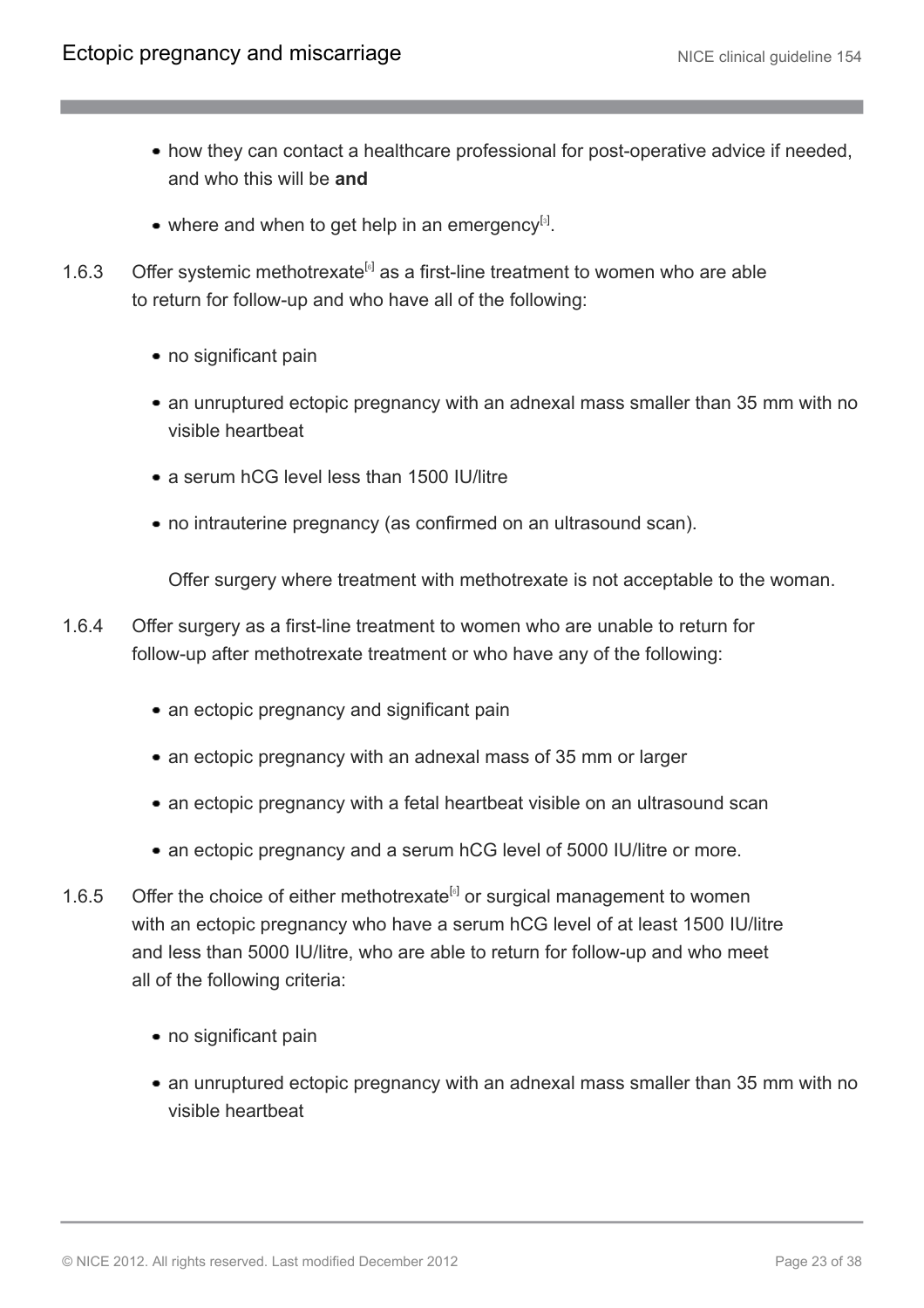- how they can contact a healthcare professional for post-operative advice if needed, and who this will be **and**
- where and when to get help in an emergency[5].

1.6.3 Offer systemic methotrexate[6] as a first-line treatment to women who are able to return for follow-up and who have all of the following:

- no significant pain
- an unruptured ectopic pregnancy with an adnexal mass smaller than 35 mm with no visible heartbeat
- a serum hCG level less than 1500 IU/litre
- no intrauterine pregnancy (as confirmed on an ultrasound scan).

Offer surgery where treatment with methotrexate is not acceptable to the woman.

1.6.4 Offer surgery as a first-line treatment to women who are unable to return for follow-up after methotrexate treatment or who have any of the following:

- an ectopic pregnancy and significant pain
- an ectopic pregnancy with an adnexal mass of 35 mm or larger
- an ectopic pregnancy with a fetal heartbeat visible on an ultrasound scan
- an ectopic pregnancy and a serum hCG level of 5000 IU/litre or more.

1.6.5 Offer the choice of either methotrexate[6] or surgical management to women with an ectopic pregnancy who have a serum hCG level of at least 1500 IU/litre and less than 5000 IU/litre, who are able to return for follow-up and who meet all of the following criteria:

- no significant pain
- an unruptured ectopic pregnancy with an adnexal mass smaller than 35 mm with no visible heartbeat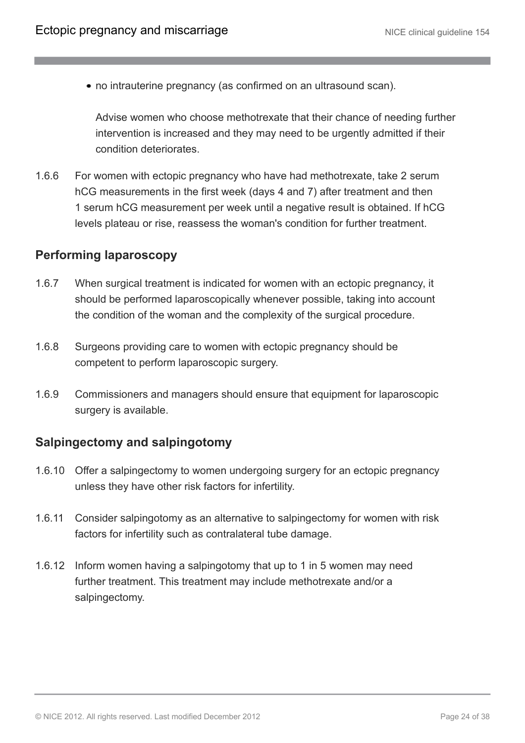- no intrauterine pregnancy (as confirmed on an ultrasound scan).

  Advise women who choose methotrexate that their chance of needing further intervention is increased and they may need to be urgently admitted if their condition deteriorates.

1.6.6 For women with ectopic pregnancy who have had methotrexate, take 2 serum hCG measurements in the first week (days 4 and 7) after treatment and then 1 serum hCG measurement per week until a negative result is obtained. If hCG levels plateau or rise, reassess the woman's condition for further treatment.

## Performing laparoscopy

1.6.7 When surgical treatment is indicated for women with an ectopic pregnancy, it should be performed laparoscopically whenever possible, taking into account the condition of the woman and the complexity of the surgical procedure.

1.6.8 Surgeons providing care to women with ectopic pregnancy should be competent to perform laparoscopic surgery.

1.6.9 Commissioners and managers should ensure that equipment for laparoscopic surgery is available.

## Salpingectomy and salpingotomy

1.6.10 Offer a salpingectomy to women undergoing surgery for an ectopic pregnancy unless they have other risk factors for infertility.

1.6.11 Consider salpingotomy as an alternative to salpingectomy for women with risk factors for infertility such as contralateral tube damage.

1.6.12 Inform women having a salpingotomy that up to 1 in 5 women may need further treatment. This treatment may include methotrexate and/or a salpingectomy.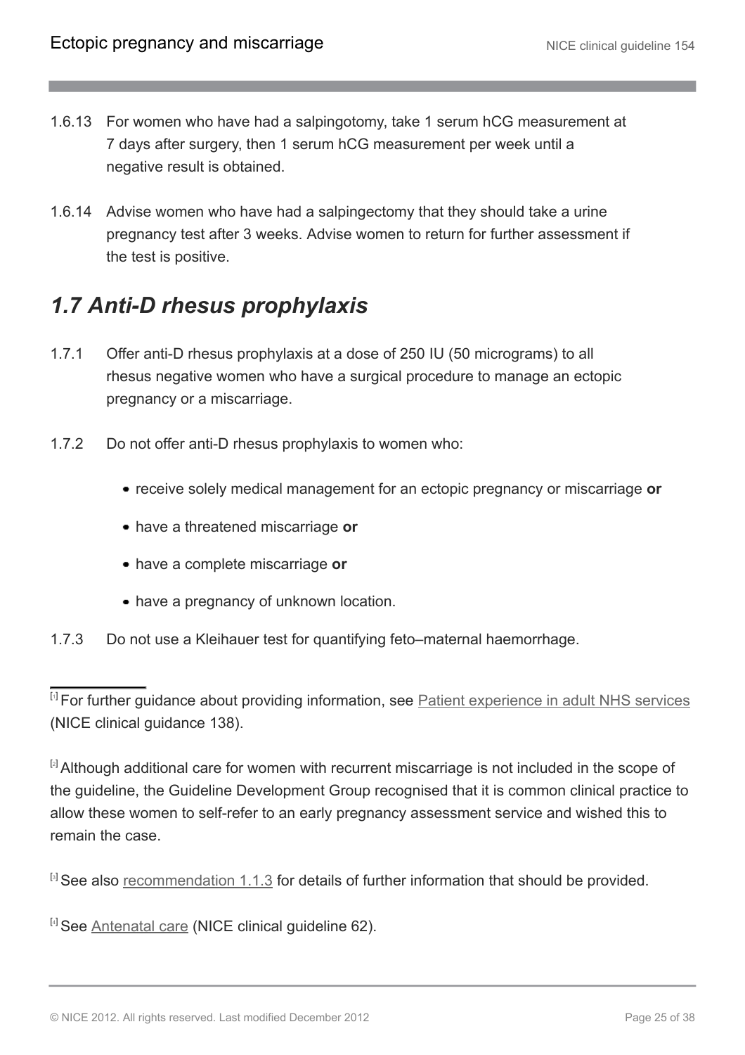1.6.13 For women who have had a salpingotomy, take 1 serum hCG measurement at 7 days after surgery, then 1 serum hCG measurement per week until a negative result is obtained.

1.6.14 Advise women who have had a salpingectomy that they should take a urine pregnancy test after 3 weeks. Advise women to return for further assessment if the test is positive.

## *1.7 Anti-D rhesus prophylaxis*

1.7.1 Offer anti-D rhesus prophylaxis at a dose of 250 IU (50 micrograms) to all rhesus negative women who have a surgical procedure to manage an ectopic pregnancy or a miscarriage.

1.7.2 Do not offer anti-D rhesus prophylaxis to women who:

- receive solely medical management for an ectopic pregnancy or miscarriage **or**
- have a threatened miscarriage **or**
- have a complete miscarriage **or**
- have a pregnancy of unknown location.

1.7.3 Do not use a Kleihauer test for quantifying feto–maternal haemorrhage.

---

[1] For further guidance about providing information, see Patient experience in adult NHS services (NICE clinical guidance 138).

[2] Although additional care for women with recurrent miscarriage is not included in the scope of the guideline, the Guideline Development Group recognised that it is common clinical practice to allow these women to self-refer to an early pregnancy assessment service and wished this to remain the case.

[3] See also recommendation 1.1.3 for details of further information that should be provided.

[4] See Antenatal care (NICE clinical guideline 62).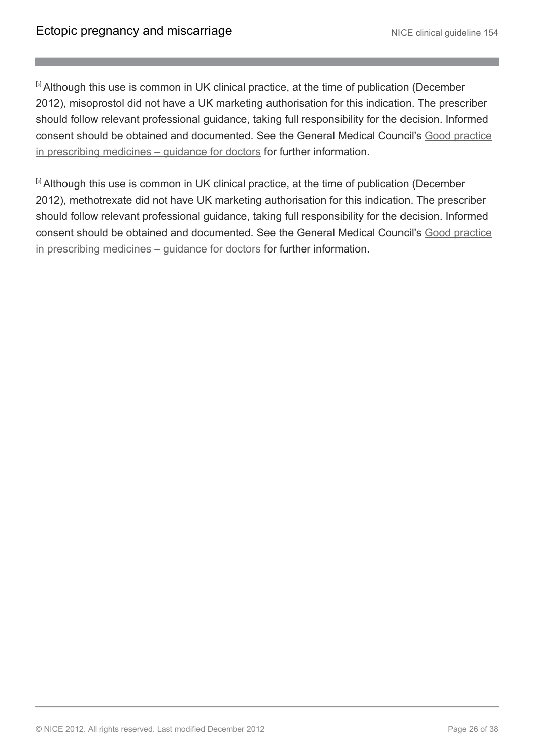[5] Although this use is common in UK clinical practice, at the time of publication (December 2012), misoprostol did not have a UK marketing authorisation for this indication. The prescriber should follow relevant professional guidance, taking full responsibility for the decision. Informed consent should be obtained and documented. See the General Medical Council's Good practice in prescribing medicines – guidance for doctors for further information.

[6] Although this use is common in UK clinical practice, at the time of publication (December 2012), methotrexate did not have UK marketing authorisation for this indication. The prescriber should follow relevant professional guidance, taking full responsibility for the decision. Informed consent should be obtained and documented. See the General Medical Council's Good practice in prescribing medicines – guidance for doctors for further information.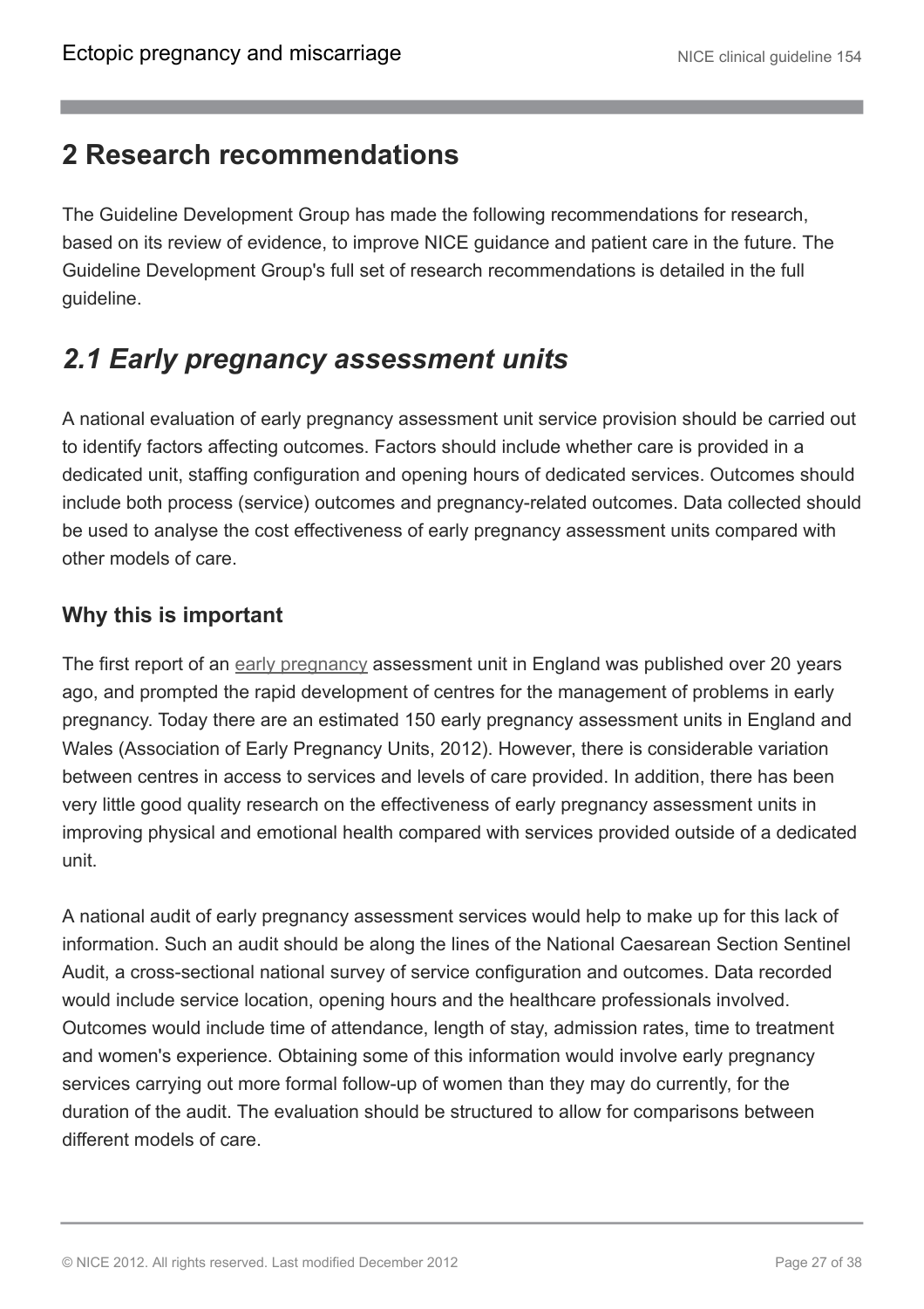## 2 Research recommendations

The Guideline Development Group has made the following recommendations for research, based on its review of evidence, to improve NICE guidance and patient care in the future. The Guideline Development Group's full set of research recommendations is detailed in the full guideline.

## *2.1 Early pregnancy assessment units*

A national evaluation of early pregnancy assessment unit service provision should be carried out to identify factors affecting outcomes. Factors should include whether care is provided in a dedicated unit, staffing configuration and opening hours of dedicated services. Outcomes should include both process (service) outcomes and pregnancy-related outcomes. Data collected should be used to analyse the cost effectiveness of early pregnancy assessment units compared with other models of care.

### Why this is important

The first report of an early pregnancy assessment unit in England was published over 20 years ago, and prompted the rapid development of centres for the management of problems in early pregnancy. Today there are an estimated 150 early pregnancy assessment units in England and Wales (Association of Early Pregnancy Units, 2012). However, there is considerable variation between centres in access to services and levels of care provided. In addition, there has been very little good quality research on the effectiveness of early pregnancy assessment units in improving physical and emotional health compared with services provided outside of a dedicated unit.

A national audit of early pregnancy assessment services would help to make up for this lack of information. Such an audit should be along the lines of the National Caesarean Section Sentinel Audit, a cross-sectional national survey of service configuration and outcomes. Data recorded would include service location, opening hours and the healthcare professionals involved. Outcomes would include time of attendance, length of stay, admission rates, time to treatment and women's experience. Obtaining some of this information would involve early pregnancy services carrying out more formal follow-up of women than they may do currently, for the duration of the audit. The evaluation should be structured to allow for comparisons between different models of care.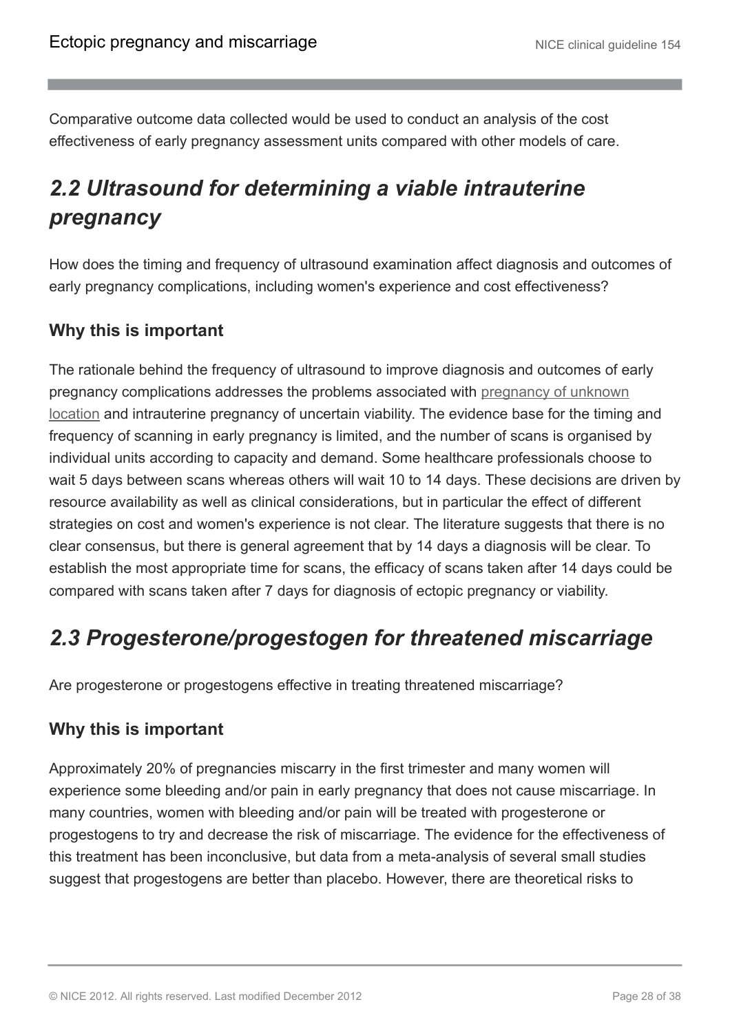Comparative outcome data collected would be used to conduct an analysis of the cost effectiveness of early pregnancy assessment units compared with other models of care.

## *2.2 Ultrasound for determining a viable intrauterine pregnancy*

How does the timing and frequency of ultrasound examination affect diagnosis and outcomes of early pregnancy complications, including women's experience and cost effectiveness?

### Why this is important

The rationale behind the frequency of ultrasound to improve diagnosis and outcomes of early pregnancy complications addresses the problems associated with pregnancy of unknown location and intrauterine pregnancy of uncertain viability. The evidence base for the timing and frequency of scanning in early pregnancy is limited, and the number of scans is organised by individual units according to capacity and demand. Some healthcare professionals choose to wait 5 days between scans whereas others will wait 10 to 14 days. These decisions are driven by resource availability as well as clinical considerations, but in particular the effect of different strategies on cost and women's experience is not clear. The literature suggests that there is no clear consensus, but there is general agreement that by 14 days a diagnosis will be clear. To establish the most appropriate time for scans, the efficacy of scans taken after 14 days could be compared with scans taken after 7 days for diagnosis of ectopic pregnancy or viability.

## *2.3 Progesterone/progestogen for threatened miscarriage*

Are progesterone or progestogens effective in treating threatened miscarriage?

### Why this is important

Approximately 20% of pregnancies miscarry in the first trimester and many women will experience some bleeding and/or pain in early pregnancy that does not cause miscarriage. In many countries, women with bleeding and/or pain will be treated with progesterone or progestogens to try and decrease the risk of miscarriage. The evidence for the effectiveness of this treatment has been inconclusive, but data from a meta-analysis of several small studies suggest that progestogens are better than placebo. However, there are theoretical risks to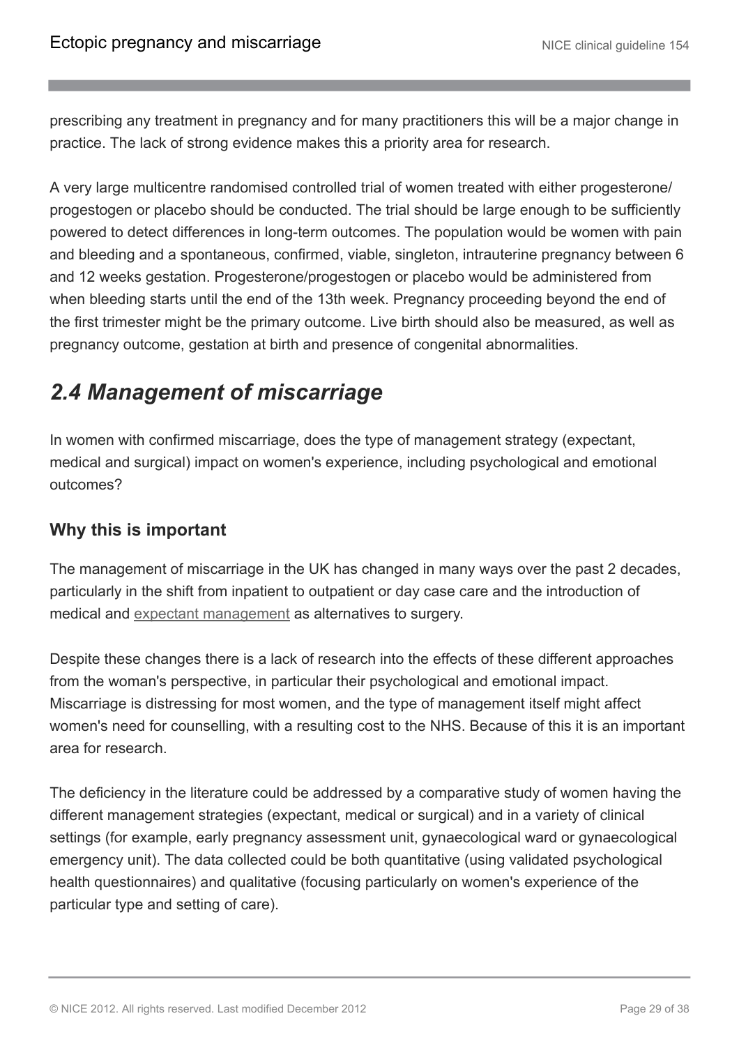prescribing any treatment in pregnancy and for many practitioners this will be a major change in practice. The lack of strong evidence makes this a priority area for research.

A very large multicentre randomised controlled trial of women treated with either progesterone/ progestogen or placebo should be conducted. The trial should be large enough to be sufficiently powered to detect differences in long-term outcomes. The population would be women with pain and bleeding and a spontaneous, confirmed, viable, singleton, intrauterine pregnancy between 6 and 12 weeks gestation. Progesterone/progestogen or placebo would be administered from when bleeding starts until the end of the 13th week. Pregnancy proceeding beyond the end of the first trimester might be the primary outcome. Live birth should also be measured, as well as pregnancy outcome, gestation at birth and presence of congenital abnormalities.

## *2.4 Management of miscarriage*

In women with confirmed miscarriage, does the type of management strategy (expectant, medical and surgical) impact on women's experience, including psychological and emotional outcomes?

### Why this is important

The management of miscarriage in the UK has changed in many ways over the past 2 decades, particularly in the shift from inpatient to outpatient or day case care and the introduction of medical and expectant management as alternatives to surgery.

Despite these changes there is a lack of research into the effects of these different approaches from the woman's perspective, in particular their psychological and emotional impact. Miscarriage is distressing for most women, and the type of management itself might affect women's need for counselling, with a resulting cost to the NHS. Because of this it is an important area for research.

The deficiency in the literature could be addressed by a comparative study of women having the different management strategies (expectant, medical or surgical) and in a variety of clinical settings (for example, early pregnancy assessment unit, gynaecological ward or gynaecological emergency unit). The data collected could be both quantitative (using validated psychological health questionnaires) and qualitative (focusing particularly on women's experience of the particular type and setting of care).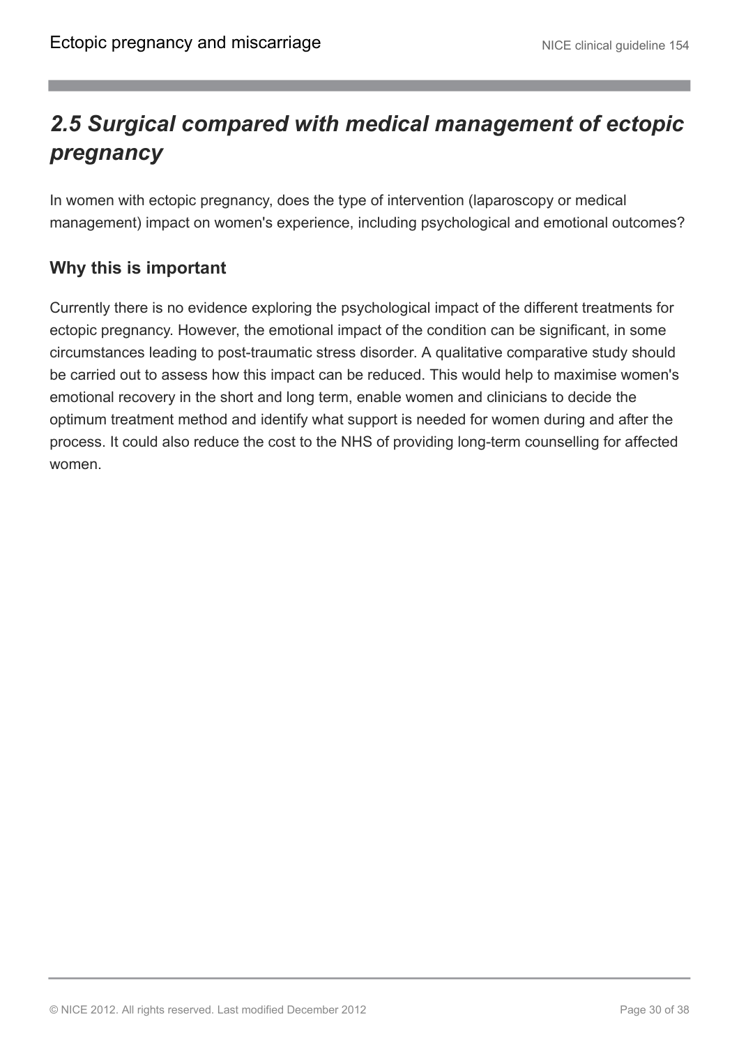## *2.5 Surgical compared with medical management of ectopic pregnancy*

In women with ectopic pregnancy, does the type of intervention (laparoscopy or medical management) impact on women's experience, including psychological and emotional outcomes?

### Why this is important

Currently there is no evidence exploring the psychological impact of the different treatments for ectopic pregnancy. However, the emotional impact of the condition can be significant, in some circumstances leading to post-traumatic stress disorder. A qualitative comparative study should be carried out to assess how this impact can be reduced. This would help to maximise women's emotional recovery in the short and long term, enable women and clinicians to decide the optimum treatment method and identify what support is needed for women during and after the process. It could also reduce the cost to the NHS of providing long-term counselling for affected women.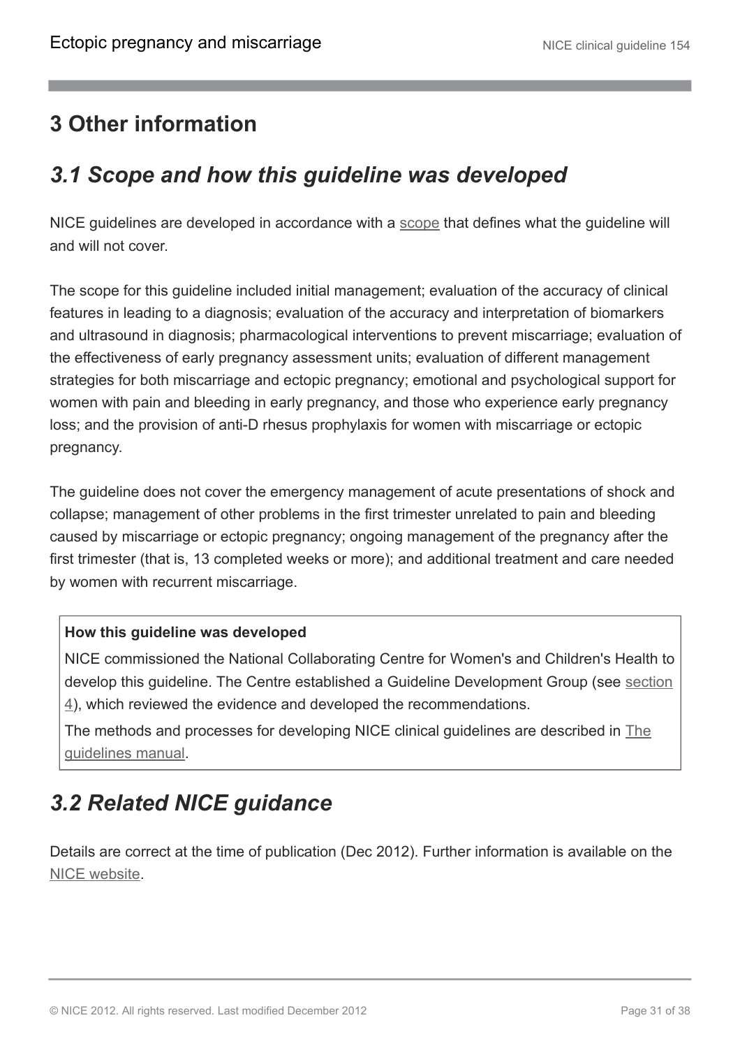# 3 Other information

## *3.1 Scope and how this guideline was developed*

NICE guidelines are developed in accordance with a scope that defines what the guideline will and will not cover.

The scope for this guideline included initial management; evaluation of the accuracy of clinical features in leading to a diagnosis; evaluation of the accuracy and interpretation of biomarkers and ultrasound in diagnosis; pharmacological interventions to prevent miscarriage; evaluation of the effectiveness of early pregnancy assessment units; evaluation of different management strategies for both miscarriage and ectopic pregnancy; emotional and psychological support for women with pain and bleeding in early pregnancy, and those who experience early pregnancy loss; and the provision of anti-D rhesus prophylaxis for women with miscarriage or ectopic pregnancy.

The guideline does not cover the emergency management of acute presentations of shock and collapse; management of other problems in the first trimester unrelated to pain and bleeding caused by miscarriage or ectopic pregnancy; ongoing management of the pregnancy after the first trimester (that is, 13 completed weeks or more); and additional treatment and care needed by women with recurrent miscarriage.

**How this guideline was developed**

NICE commissioned the National Collaborating Centre for Women's and Children's Health to develop this guideline. The Centre established a Guideline Development Group (see section 4), which reviewed the evidence and developed the recommendations.

The methods and processes for developing NICE clinical guidelines are described in The guidelines manual.

## *3.2 Related NICE guidance*

Details are correct at the time of publication (Dec 2012). Further information is available on the NICE website.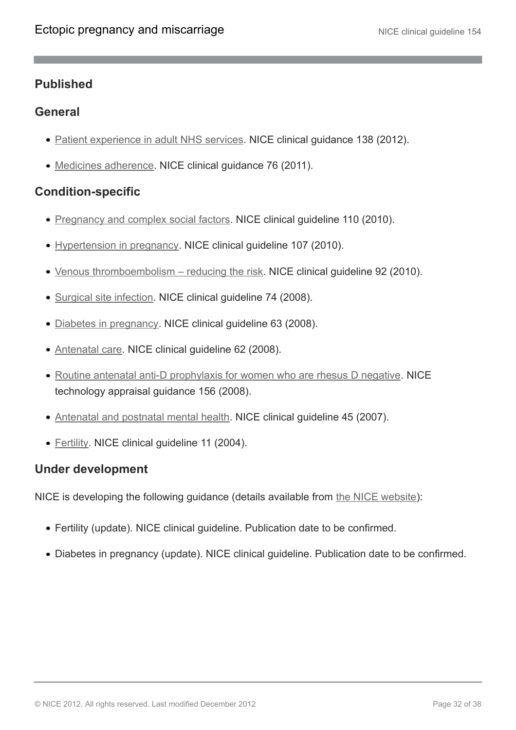## Published

### General

- Patient experience in adult NHS services. NICE clinical guidance 138 (2012).
- Medicines adherence. NICE clinical guidance 76 (2011).

### Condition-specific

- Pregnancy and complex social factors. NICE clinical guideline 110 (2010).
- Hypertension in pregnancy. NICE clinical guideline 107 (2010).
- Venous thromboembolism – reducing the risk. NICE clinical guideline 92 (2010).
- Surgical site infection. NICE clinical guideline 74 (2008).
- Diabetes in pregnancy. NICE clinical guideline 63 (2008).
- Antenatal care. NICE clinical guideline 62 (2008).
- Routine antenatal anti-D prophylaxis for women who are rhesus D negative. NICE technology appraisal guidance 156 (2008).
- Antenatal and postnatal mental health. NICE clinical guideline 45 (2007).
- Fertility. NICE clinical guideline 11 (2004).

## Under development

NICE is developing the following guidance (details available from the NICE website):

- Fertility (update). NICE clinical guideline. Publication date to be confirmed.
- Diabetes in pregnancy (update). NICE clinical guideline. Publication date to be confirmed.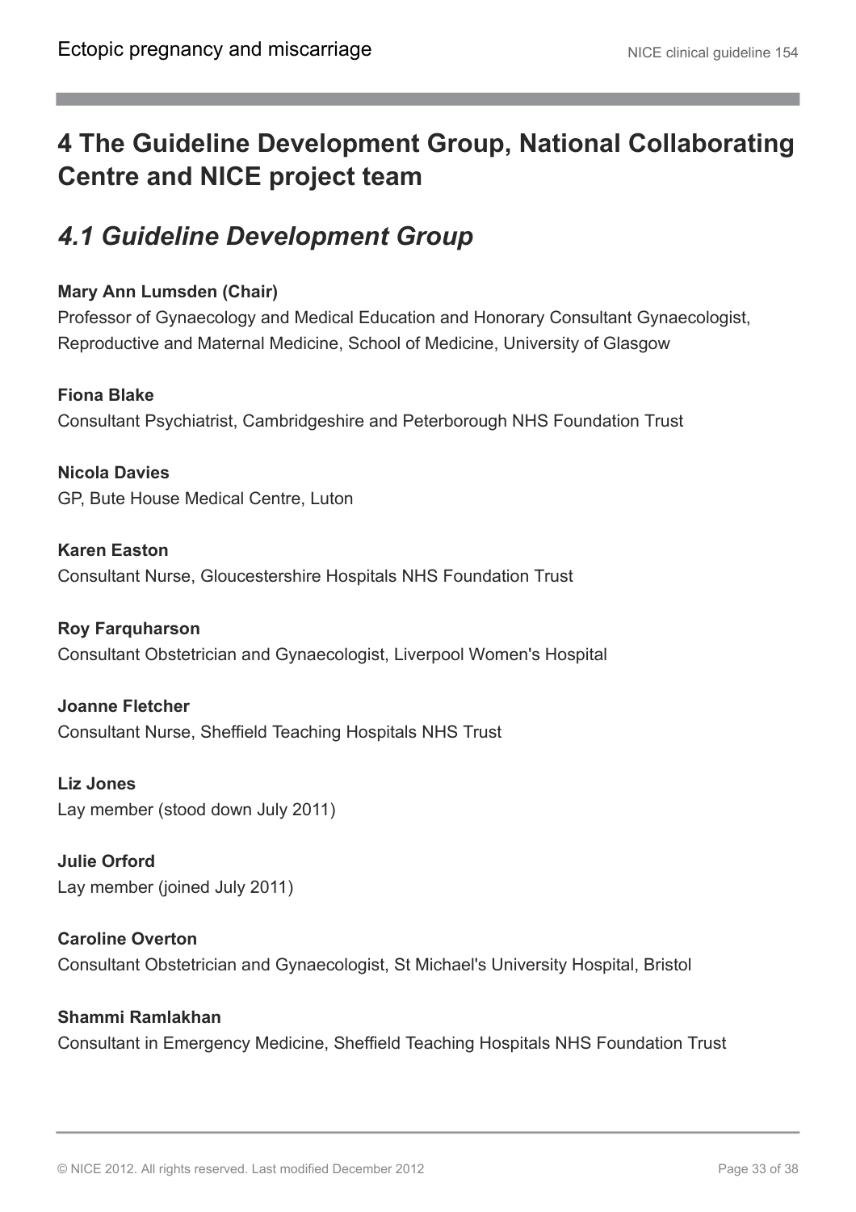# 4 The Guideline Development Group, National Collaborating Centre and NICE project team

## *4.1 Guideline Development Group*

**Mary Ann Lumsden (Chair)**
Professor of Gynaecology and Medical Education and Honorary Consultant Gynaecologist, Reproductive and Maternal Medicine, School of Medicine, University of Glasgow

**Fiona Blake**
Consultant Psychiatrist, Cambridgeshire and Peterborough NHS Foundation Trust

**Nicola Davies**
GP, Bute House Medical Centre, Luton

**Karen Easton**
Consultant Nurse, Gloucestershire Hospitals NHS Foundation Trust

**Roy Farquharson**
Consultant Obstetrician and Gynaecologist, Liverpool Women's Hospital

**Joanne Fletcher**
Consultant Nurse, Sheffield Teaching Hospitals NHS Trust

**Liz Jones**
Lay member (stood down July 2011)

**Julie Orford**
Lay member (joined July 2011)

**Caroline Overton**
Consultant Obstetrician and Gynaecologist, St Michael's University Hospital, Bristol

**Shammi Ramlakhan**
Consultant in Emergency Medicine, Sheffield Teaching Hospitals NHS Foundation Trust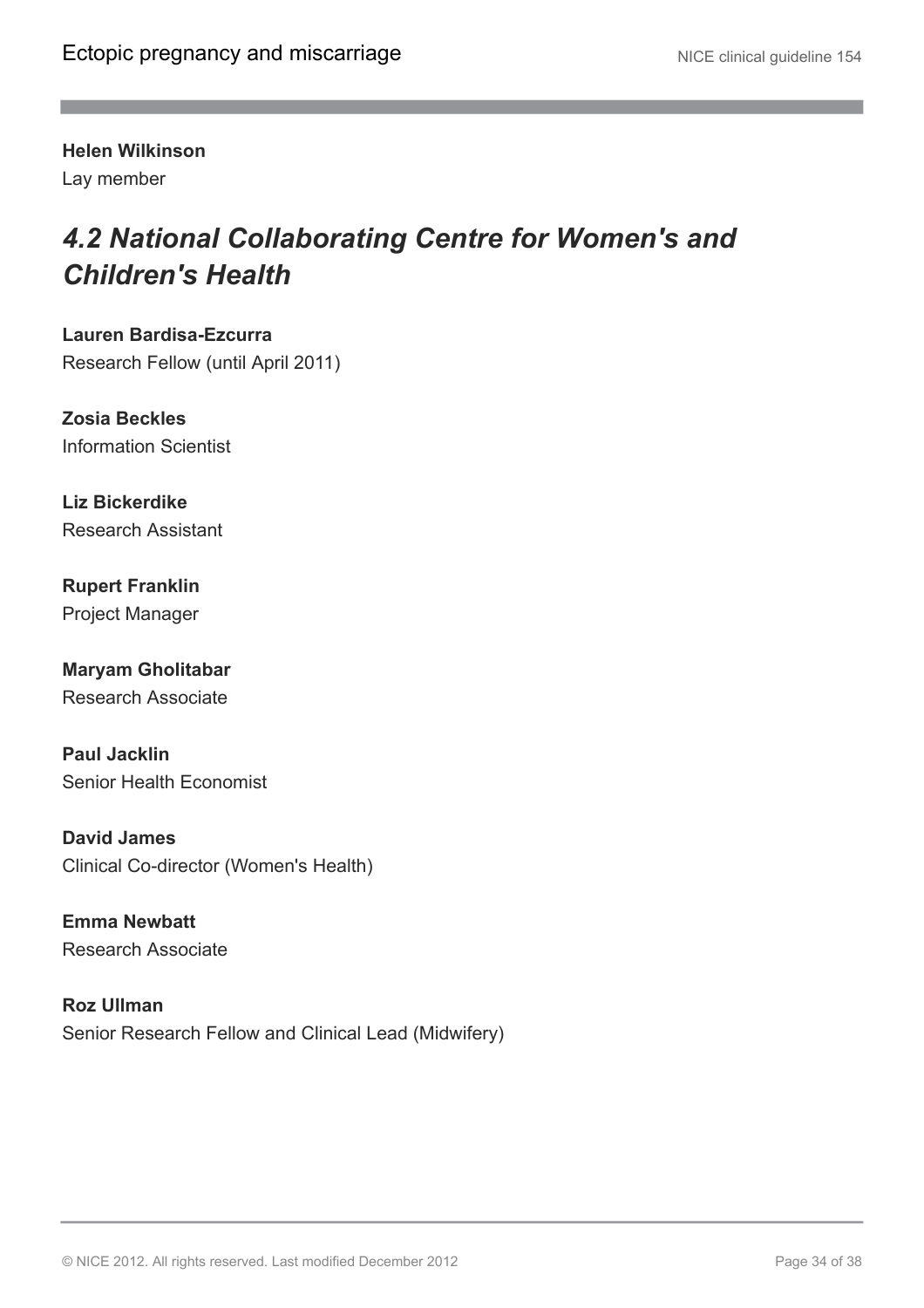**Helen Wilkinson**
Lay member

## *4.2 National Collaborating Centre for Women's and Children's Health*

**Lauren Bardisa-Ezcurra**
Research Fellow (until April 2011)

**Zosia Beckles**
Information Scientist

**Liz Bickerdike**
Research Assistant

**Rupert Franklin**
Project Manager

**Maryam Gholitabar**
Research Associate

**Paul Jacklin**
Senior Health Economist

**David James**
Clinical Co-director (Women's Health)

**Emma Newbatt**
Research Associate

**Roz Ullman**
Senior Research Fellow and Clinical Lead (Midwifery)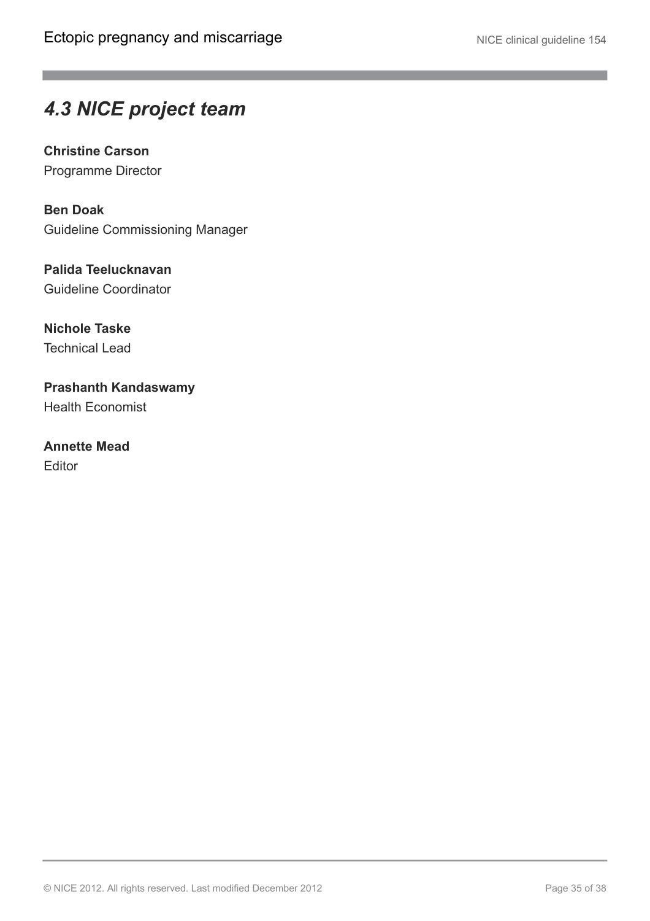## *4.3 NICE project team*

**Christine Carson**
Programme Director

**Ben Doak**
Guideline Commissioning Manager

**Palida Teelucknavan**
Guideline Coordinator

**Nichole Taske**
Technical Lead

**Prashanth Kandaswamy**
Health Economist

**Annette Mead**
Editor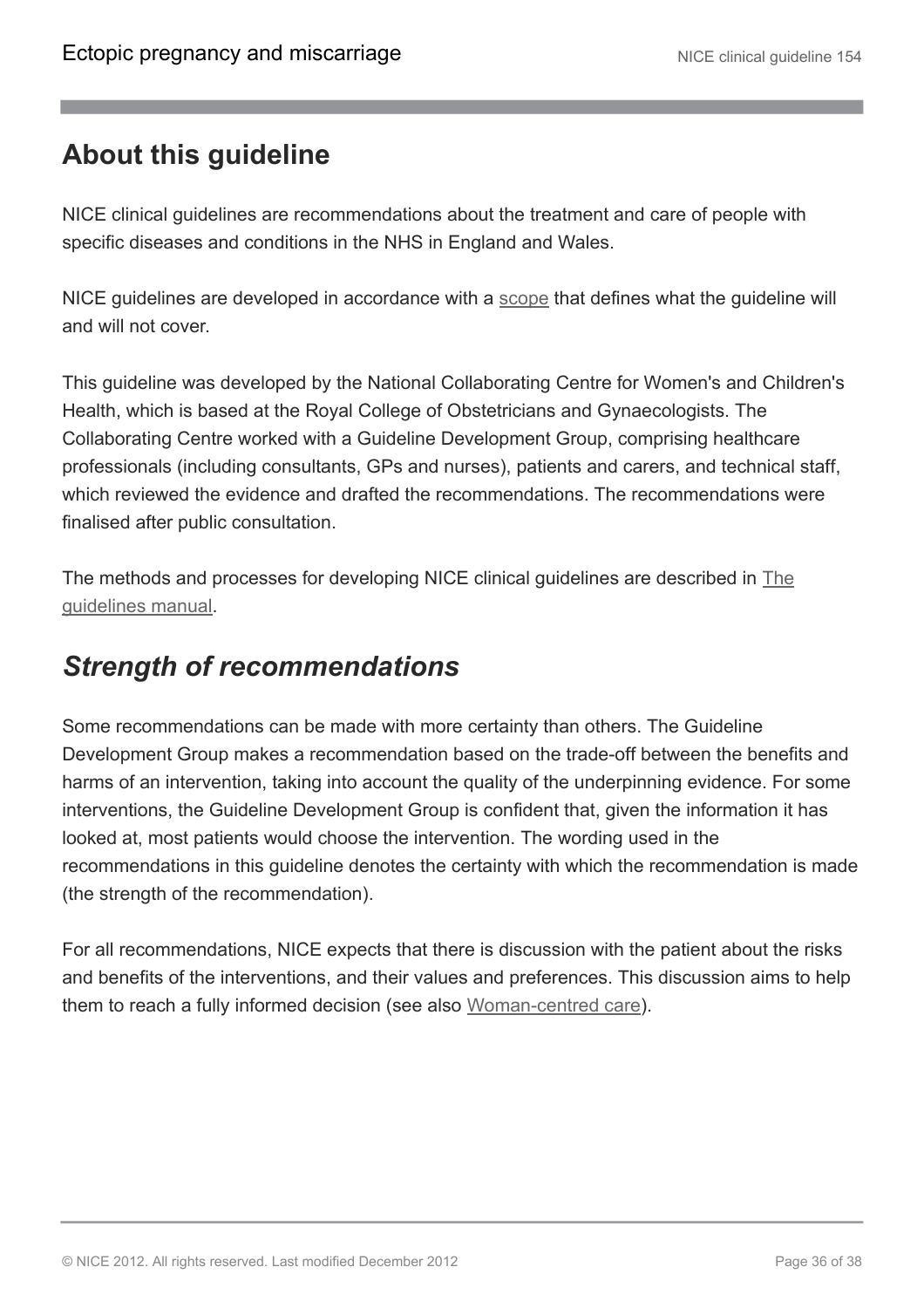## About this guideline

NICE clinical guidelines are recommendations about the treatment and care of people with specific diseases and conditions in the NHS in England and Wales.

NICE guidelines are developed in accordance with a scope that defines what the guideline will and will not cover.

This guideline was developed by the National Collaborating Centre for Women's and Children's Health, which is based at the Royal College of Obstetricians and Gynaecologists. The Collaborating Centre worked with a Guideline Development Group, comprising healthcare professionals (including consultants, GPs and nurses), patients and carers, and technical staff, which reviewed the evidence and drafted the recommendations. The recommendations were finalised after public consultation.

The methods and processes for developing NICE clinical guidelines are described in The guidelines manual.

### *Strength of recommendations*

Some recommendations can be made with more certainty than others. The Guideline Development Group makes a recommendation based on the trade-off between the benefits and harms of an intervention, taking into account the quality of the underpinning evidence. For some interventions, the Guideline Development Group is confident that, given the information it has looked at, most patients would choose the intervention. The wording used in the recommendations in this guideline denotes the certainty with which the recommendation is made (the strength of the recommendation).

For all recommendations, NICE expects that there is discussion with the patient about the risks and benefits of the interventions, and their values and preferences. This discussion aims to help them to reach a fully informed decision (see also Woman-centred care).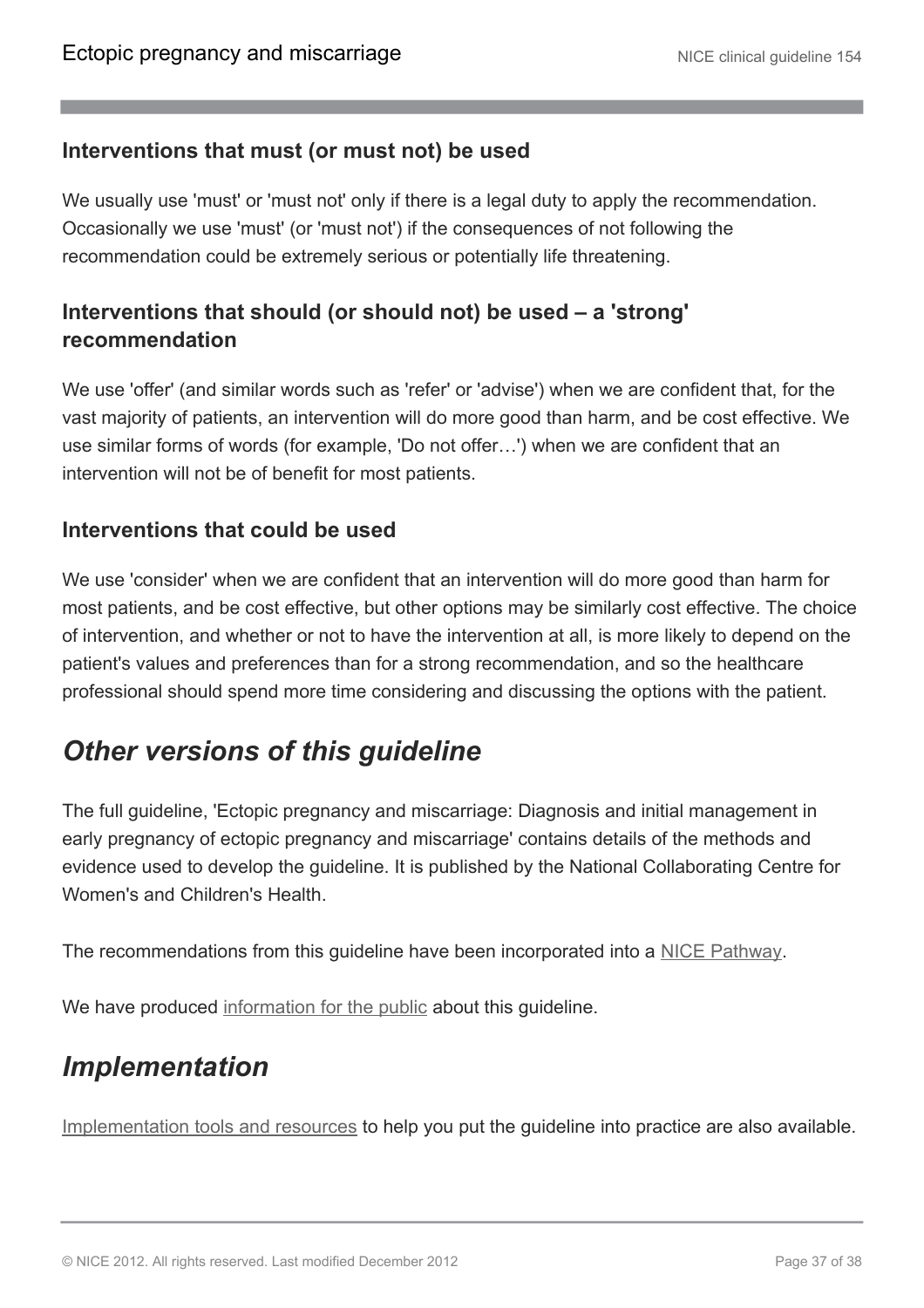### Interventions that must (or must not) be used

We usually use 'must' or 'must not' only if there is a legal duty to apply the recommendation. Occasionally we use 'must' (or 'must not') if the consequences of not following the recommendation could be extremely serious or potentially life threatening.

### Interventions that should (or should not) be used – a 'strong' recommendation

We use 'offer' (and similar words such as 'refer' or 'advise') when we are confident that, for the vast majority of patients, an intervention will do more good than harm, and be cost effective. We use similar forms of words (for example, 'Do not offer…') when we are confident that an intervention will not be of benefit for most patients.

### Interventions that could be used

We use 'consider' when we are confident that an intervention will do more good than harm for most patients, and be cost effective, but other options may be similarly cost effective. The choice of intervention, and whether or not to have the intervention at all, is more likely to depend on the patient's values and preferences than for a strong recommendation, and so the healthcare professional should spend more time considering and discussing the options with the patient.

## *Other versions of this guideline*

The full guideline, 'Ectopic pregnancy and miscarriage: Diagnosis and initial management in early pregnancy of ectopic pregnancy and miscarriage' contains details of the methods and evidence used to develop the guideline. It is published by the National Collaborating Centre for Women's and Children's Health.

The recommendations from this guideline have been incorporated into a NICE Pathway.

We have produced information for the public about this guideline.

## *Implementation*

Implementation tools and resources to help you put the guideline into practice are also available.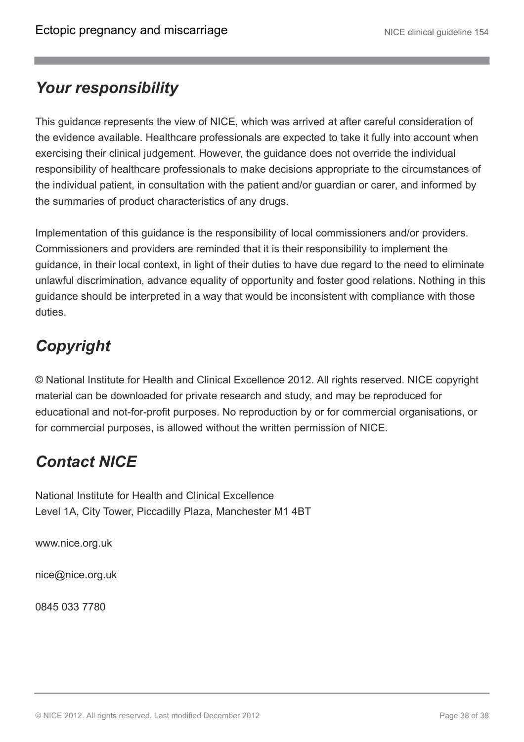## *Your responsibility*

This guidance represents the view of NICE, which was arrived at after careful consideration of the evidence available. Healthcare professionals are expected to take it fully into account when exercising their clinical judgement. However, the guidance does not override the individual responsibility of healthcare professionals to make decisions appropriate to the circumstances of the individual patient, in consultation with the patient and/or guardian or carer, and informed by the summaries of product characteristics of any drugs.

Implementation of this guidance is the responsibility of local commissioners and/or providers. Commissioners and providers are reminded that it is their responsibility to implement the guidance, in their local context, in light of their duties to have due regard to the need to eliminate unlawful discrimination, advance equality of opportunity and foster good relations. Nothing in this guidance should be interpreted in a way that would be inconsistent with compliance with those duties.

## *Copyright*

© National Institute for Health and Clinical Excellence 2012. All rights reserved. NICE copyright material can be downloaded for private research and study, and may be reproduced for educational and not-for-profit purposes. No reproduction by or for commercial organisations, or for commercial purposes, is allowed without the written permission of NICE.

## *Contact NICE*

National Institute for Health and Clinical Excellence
Level 1A, City Tower, Piccadilly Plaza, Manchester M1 4BT

www.nice.org.uk

nice@nice.org.uk

0845 033 7780